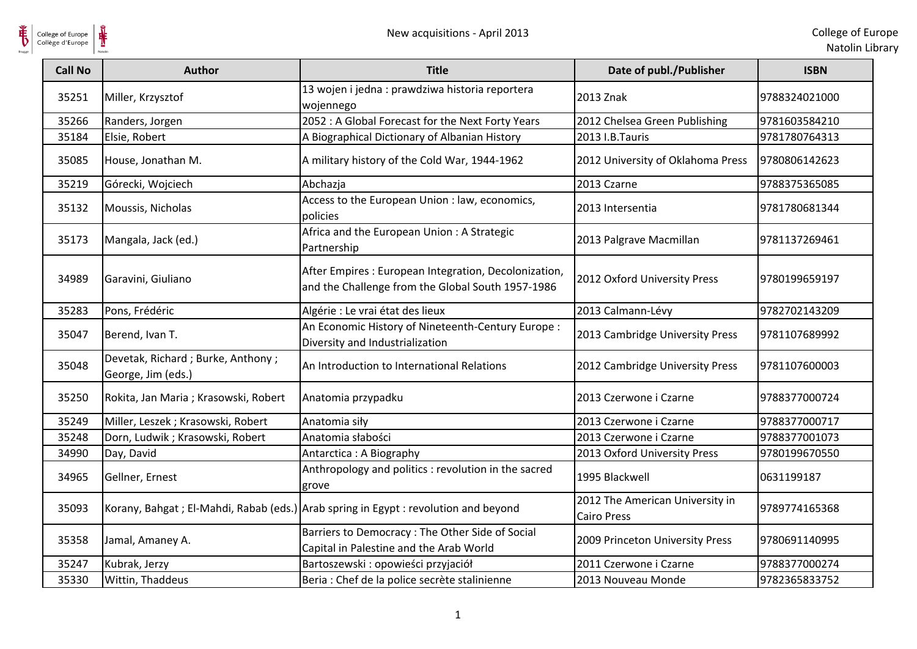| Call No | Author | Title | Date of publ./Publisher | ISBN |
|---|---|---|---|---|
| 35251 | Miller, Krzysztof | 13 wojen i jedna : prawdziwa historia reportera wojennego | 2013 Znak | 9788324021000 |
| 35266 | Randers, Jorgen | 2052 : A Global Forecast for the Next Forty Years | 2012 Chelsea Green Publishing | 9781603584210 |
| 35184 | Elsie, Robert | A Biographical Dictionary of Albanian History | 2013 I.B.Tauris | 9781780764313 |
| 35085 | House, Jonathan M. | A military history of the Cold War, 1944-1962 | 2012 University of Oklahoma Press | 9780806142623 |
| 35219 | Górecki, Wojciech | Abchazja | 2013 Czarne | 9788375365085 |
| 35132 | Moussis, Nicholas | Access to the European Union : law, economics, policies | 2013 Intersentia | 9781780681344 |
| 35173 | Mangala, Jack (ed.) | Africa and the European Union : A Strategic Partnership | 2013 Palgrave Macmillan | 9781137269461 |
| 34989 | Garavini, Giuliano | After Empires : European Integration, Decolonization, and the Challenge from the Global South 1957-1986 | 2012 Oxford University Press | 9780199659197 |
| 35283 | Pons, Frédéric | Algérie : Le vrai état des lieux | 2013 Calmann-Lévy | 9782702143209 |
| 35047 | Berend, Ivan T. | An Economic History of Nineteenth-Century Europe : Diversity and Industrialization | 2013 Cambridge University Press | 9781107689992 |
| 35048 | Devetak, Richard ; Burke, Anthony ; George, Jim (eds.) | An Introduction to International Relations | 2012 Cambridge University Press | 9781107600003 |
| 35250 | Rokita, Jan Maria ; Krasowski, Robert | Anatomia przypadku | 2013 Czerwone i Czarne | 9788377000724 |
| 35249 | Miller, Leszek ; Krasowski, Robert | Anatomia siły | 2013 Czerwone i Czarne | 9788377000717 |
| 35248 | Dorn, Ludwik ; Krasowski, Robert | Anatomia słabości | 2013 Czerwone i Czarne | 9788377001073 |
| 34990 | Day, David | Antarctica : A Biography | 2013 Oxford University Press | 9780199670550 |
| 34965 | Gellner, Ernest | Anthropology and politics : revolution in the sacred grove | 1995 Blackwell | 0631199187 |
| 35093 | Korany, Bahgat ; El-Mahdi, Rabab (eds.) | Arab spring in Egypt : revolution and beyond | 2012 The American University in Cairo Press | 9789774165368 |
| 35358 | Jamal, Amaney A. | Barriers to Democracy : The Other Side of Social Capital in Palestine and the Arab World | 2009 Princeton University Press | 9780691140995 |
| 35247 | Kubrak, Jerzy | Bartoszewski : opowieści przyjaciół | 2011 Czerwone i Czarne | 9788377000274 |
| 35330 | Wittin, Thaddeus | Beria : Chef de la police secrète stalinienne | 2013 Nouveau Monde | 9782365833752 |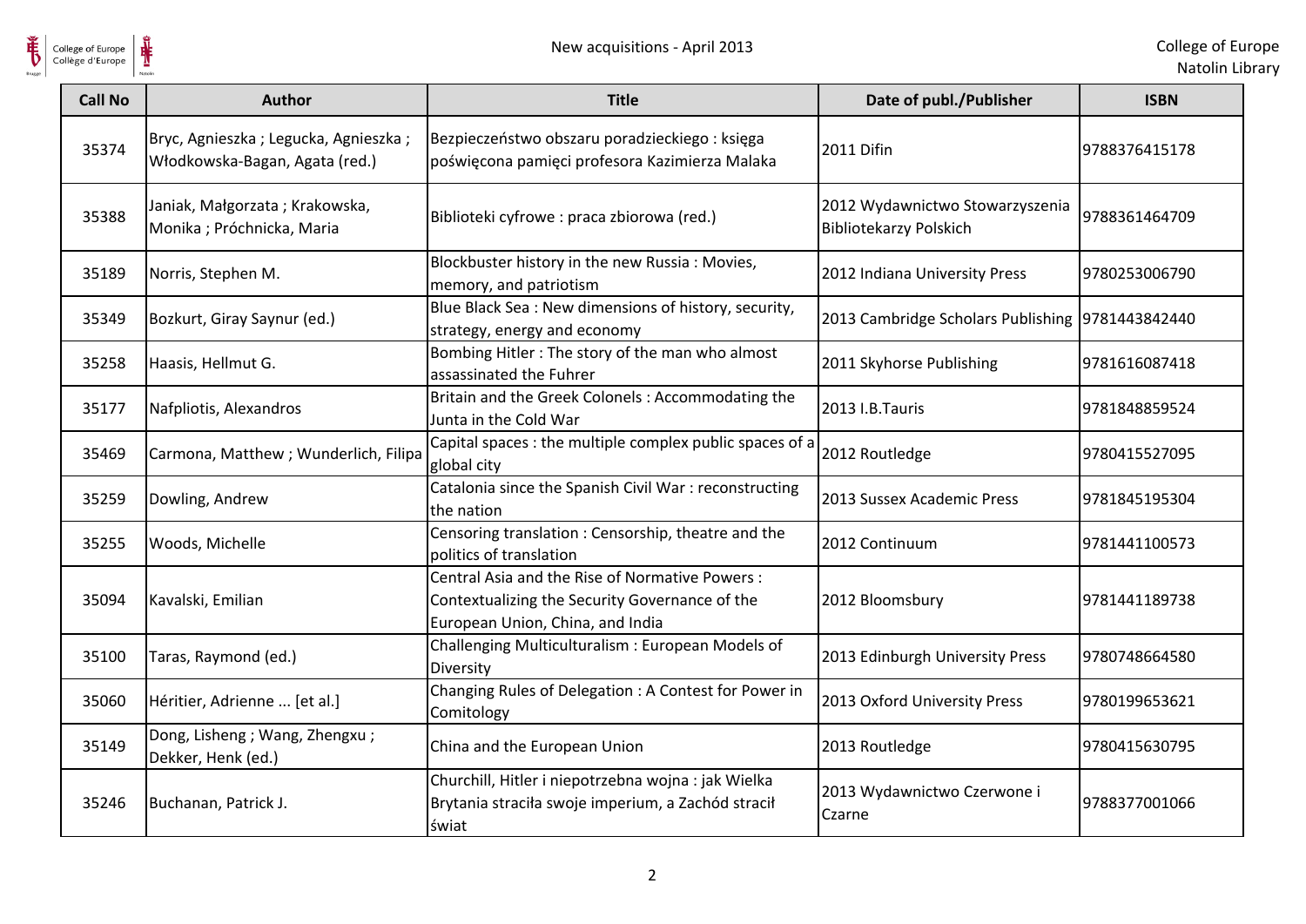| Call No | Author | Title | Date of publ./Publisher | ISBN |
|---|---|---|---|---|
| 35374 | Bryc, Agnieszka ; Legucka, Agnieszka ; Włodkowska-Bagan, Agata (red.) | Bezpieczeństwo obszaru poradzieckiego : księga poświęcona pamięci profesora Kazimierza Malaka | 2011 Difin | 9788376415178 |
| 35388 | Janiak, Małgorzata ; Krakowska, Monika ; Próchnicka, Maria | Biblioteki cyfrowe : praca zbiorowa (red.) | 2012 Wydawnictwo Stowarzyszenia Bibliotekarzy Polskich | 9788361464709 |
| 35189 | Norris, Stephen M. | Blockbuster history in the new Russia : Movies, memory, and patriotism | 2012 Indiana University Press | 9780253006790 |
| 35349 | Bozkurt, Giray Saynur (ed.) | Blue Black Sea : New dimensions of history, security, strategy, energy and economy | 2013 Cambridge Scholars Publishing | 9781443842440 |
| 35258 | Haasis, Hellmut G. | Bombing Hitler : The story of the man who almost assassinated the Fuhrer | 2011 Skyhorse Publishing | 9781616087418 |
| 35177 | Nafpliotis, Alexandros | Britain and the Greek Colonels : Accommodating the Junta in the Cold War | 2013 I.B.Tauris | 9781848859524 |
| 35469 | Carmona, Matthew ; Wunderlich, Filipa | Capital spaces : the multiple complex public spaces of a global city | 2012 Routledge | 9780415527095 |
| 35259 | Dowling, Andrew | Catalonia since the Spanish Civil War : reconstructing the nation | 2013 Sussex Academic Press | 9781845195304 |
| 35255 | Woods, Michelle | Censoring translation : Censorship, theatre and the politics of translation | 2012 Continuum | 9781441100573 |
| 35094 | Kavalski, Emilian | Central Asia and the Rise of Normative Powers : Contextualizing the Security Governance of the European Union, China, and India | 2012 Bloomsbury | 9781441189738 |
| 35100 | Taras, Raymond (ed.) | Challenging Multiculturalism : European Models of Diversity | 2013 Edinburgh University Press | 9780748664580 |
| 35060 | Héritier, Adrienne ... [et al.] | Changing Rules of Delegation : A Contest for Power in Comitology | 2013 Oxford University Press | 9780199653621 |
| 35149 | Dong, Lisheng ; Wang, Zhengxu ; Dekker, Henk (ed.) | China and the European Union | 2013 Routledge | 9780415630795 |
| 35246 | Buchanan, Patrick J. | Churchill, Hitler i niepotrzebna wojna : jak Wielka Brytania straciła swoje imperium, a Zachód stracił świat | 2013 Wydawnictwo Czerwone i Czarne | 9788377001066 |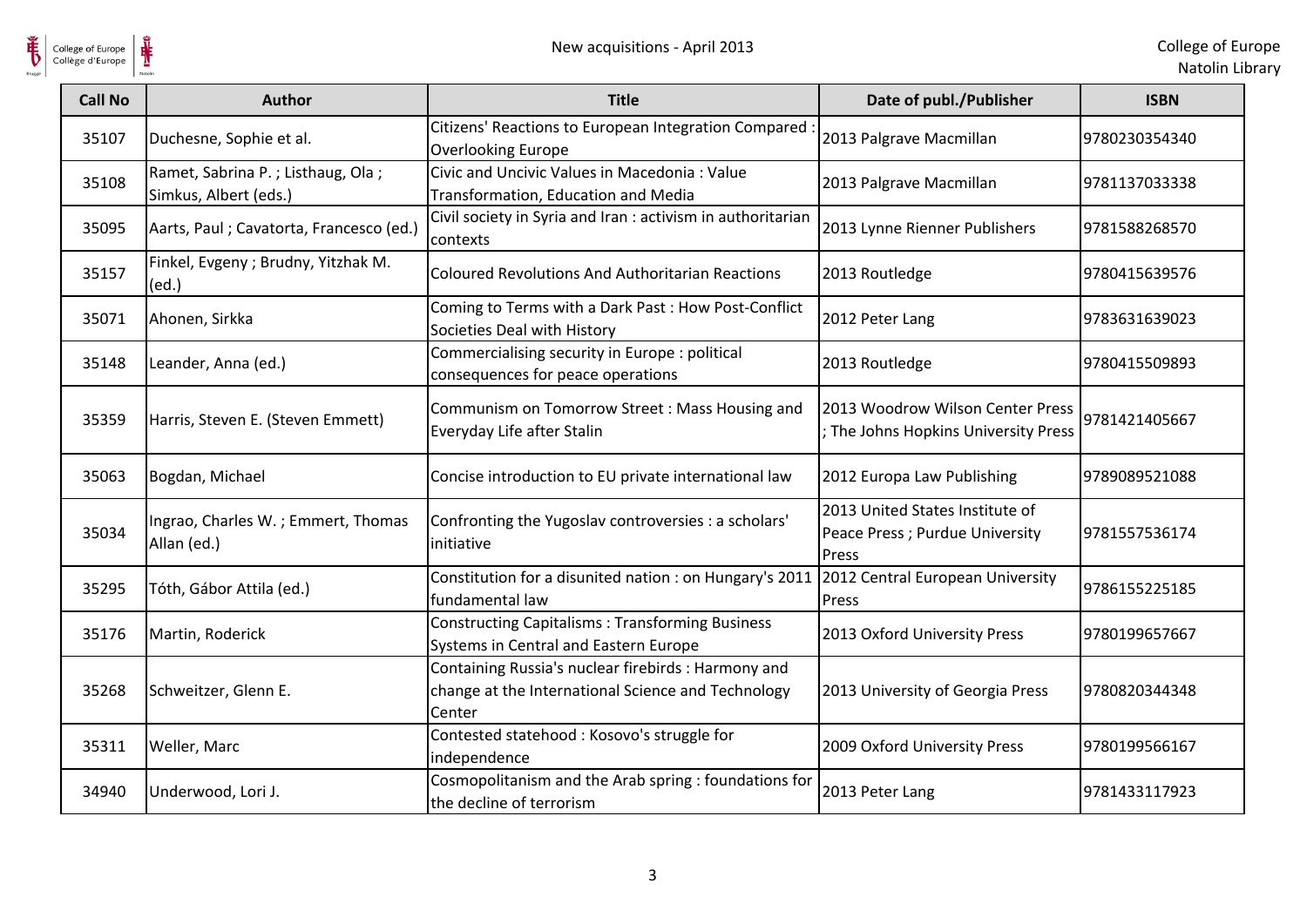| Call No | Author | Title | Date of publ./Publisher | ISBN |
| --- | --- | --- | --- | --- |
| 35107 | Duchesne, Sophie et al. | Citizens' Reactions to European Integration Compared : Overlooking Europe | 2013 Palgrave Macmillan | 9780230354340 |
| 35108 | Ramet, Sabrina P. ; Listhaug, Ola ; Simkus, Albert (eds.) | Civic and Uncivic Values in Macedonia : Value Transformation, Education and Media | 2013 Palgrave Macmillan | 9781137033338 |
| 35095 | Aarts, Paul ; Cavatorta, Francesco (ed.) | Civil society in Syria and Iran : activism in authoritarian contexts | 2013 Lynne Rienner Publishers | 9781588268570 |
| 35157 | Finkel, Evgeny ; Brudny, Yitzhak M. (ed.) | Coloured Revolutions And Authoritarian Reactions | 2013 Routledge | 9780415639576 |
| 35071 | Ahonen, Sirkka | Coming to Terms with a Dark Past : How Post-Conflict Societies Deal with History | 2012 Peter Lang | 9783631639023 |
| 35148 | Leander, Anna (ed.) | Commercialising security in Europe : political consequences for peace operations | 2013 Routledge | 9780415509893 |
| 35359 | Harris, Steven E. (Steven Emmett) | Communism on Tomorrow Street : Mass Housing and Everyday Life after Stalin | 2013 Woodrow Wilson Center Press ; The Johns Hopkins University Press | 9781421405667 |
| 35063 | Bogdan, Michael | Concise introduction to EU private international law | 2012 Europa Law Publishing | 9789089521088 |
| 35034 | Ingrao, Charles W. ; Emmert, Thomas Allan (ed.) | Confronting the Yugoslav controversies : a scholars' initiative | 2013 United States Institute of Peace Press ; Purdue University Press | 9781557536174 |
| 35295 | Tóth, Gábor Attila (ed.) | Constitution for a disunited nation : on Hungary's 2011 fundamental law | 2012 Central European University Press | 9786155225185 |
| 35176 | Martin, Roderick | Constructing Capitalisms : Transforming Business Systems in Central and Eastern Europe | 2013 Oxford University Press | 9780199657667 |
| 35268 | Schweitzer, Glenn E. | Containing Russia's nuclear firebirds : Harmony and change at the International Science and Technology Center | 2013 University of Georgia Press | 9780820344348 |
| 35311 | Weller, Marc | Contested statehood : Kosovo's struggle for independence | 2009 Oxford University Press | 9780199566167 |
| 34940 | Underwood, Lori J. | Cosmopolitanism and the Arab spring : foundations for the decline of terrorism | 2013 Peter Lang | 9781433117923 |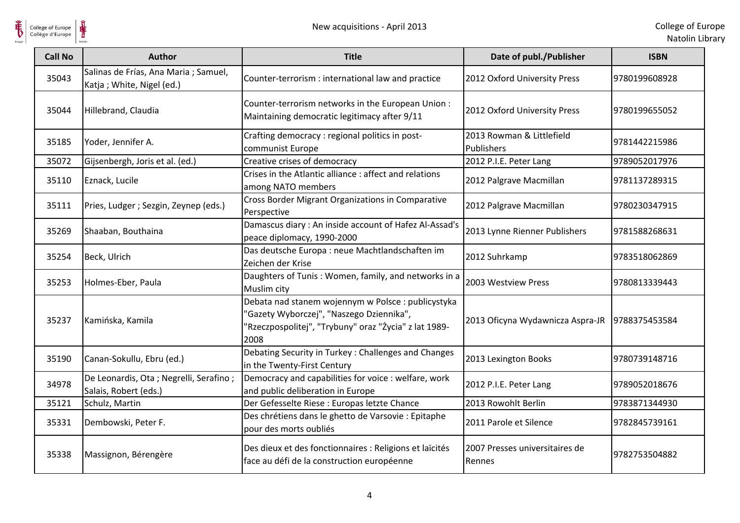| Call No | Author | Title | Date of publ./Publisher | ISBN |
| --- | --- | --- | --- | --- |
| 35043 | Salinas de Frías, Ana Maria ; Samuel, Katja ; White, Nigel (ed.) | Counter-terrorism : international law and practice | 2012 Oxford University Press | 9780199608928 |
| 35044 | Hillebrand, Claudia | Counter-terrorism networks in the European Union : Maintaining democratic legitimacy after 9/11 | 2012 Oxford University Press | 9780199655052 |
| 35185 | Yoder, Jennifer A. | Crafting democracy : regional politics in post-communist Europe | 2013 Rowman & Littlefield Publishers | 9781442215986 |
| 35072 | Gijsenbergh, Joris et al. (ed.) | Creative crises of democracy | 2012 P.I.E. Peter Lang | 9789052017976 |
| 35110 | Eznack, Lucile | Crises in the Atlantic alliance : affect and relations among NATO members | 2012 Palgrave Macmillan | 9781137289315 |
| 35111 | Pries, Ludger ; Sezgin, Zeynep (eds.) | Cross Border Migrant Organizations in Comparative Perspective | 2012 Palgrave Macmillan | 9780230347915 |
| 35269 | Shaaban, Bouthaina | Damascus diary : An inside account of Hafez Al-Assad's peace diplomacy, 1990-2000 | 2013 Lynne Rienner Publishers | 9781588268631 |
| 35254 | Beck, Ulrich | Das deutsche Europa : neue Machtlandschaften im Zeichen der Krise | 2012 Suhrkamp | 9783518062869 |
| 35253 | Holmes-Eber, Paula | Daughters of Tunis : Women, family, and networks in a Muslim city | 2003 Westview Press | 9780813339443 |
| 35237 | Kamińska, Kamila | Debata nad stanem wojennym w Polsce : publicystyka "Gazety Wyborczej", "Naszego Dziennika", "Rzeczpospolitej", "Trybuny" oraz "Życia" z lat 1989-2008 | 2013 Oficyna Wydawnicza Aspra-JR | 9788375453584 |
| 35190 | Canan-Sokullu, Ebru (ed.) | Debating Security in Turkey : Challenges and Changes in the Twenty-First Century | 2013 Lexington Books | 9780739148716 |
| 34978 | De Leonardis, Ota ; Negrelli, Serafino ; Salais, Robert (eds.) | Democracy and capabilities for voice : welfare, work and public deliberation in Europe | 2012 P.I.E. Peter Lang | 9789052018676 |
| 35121 | Schulz, Martin | Der Gefesselte Riese : Europas letzte Chance | 2013 Rowohlt Berlin | 9783871344930 |
| 35331 | Dembowski, Peter F. | Des chrétiens dans le ghetto de Varsovie : Epitaphe pour des morts oubliés | 2011 Parole et Silence | 9782845739161 |
| 35338 | Massignon, Bérengère | Des dieux et des fonctionnaires : Religions et laïcités face au défi de la construction européenne | 2007 Presses universitaires de Rennes | 9782753504882 |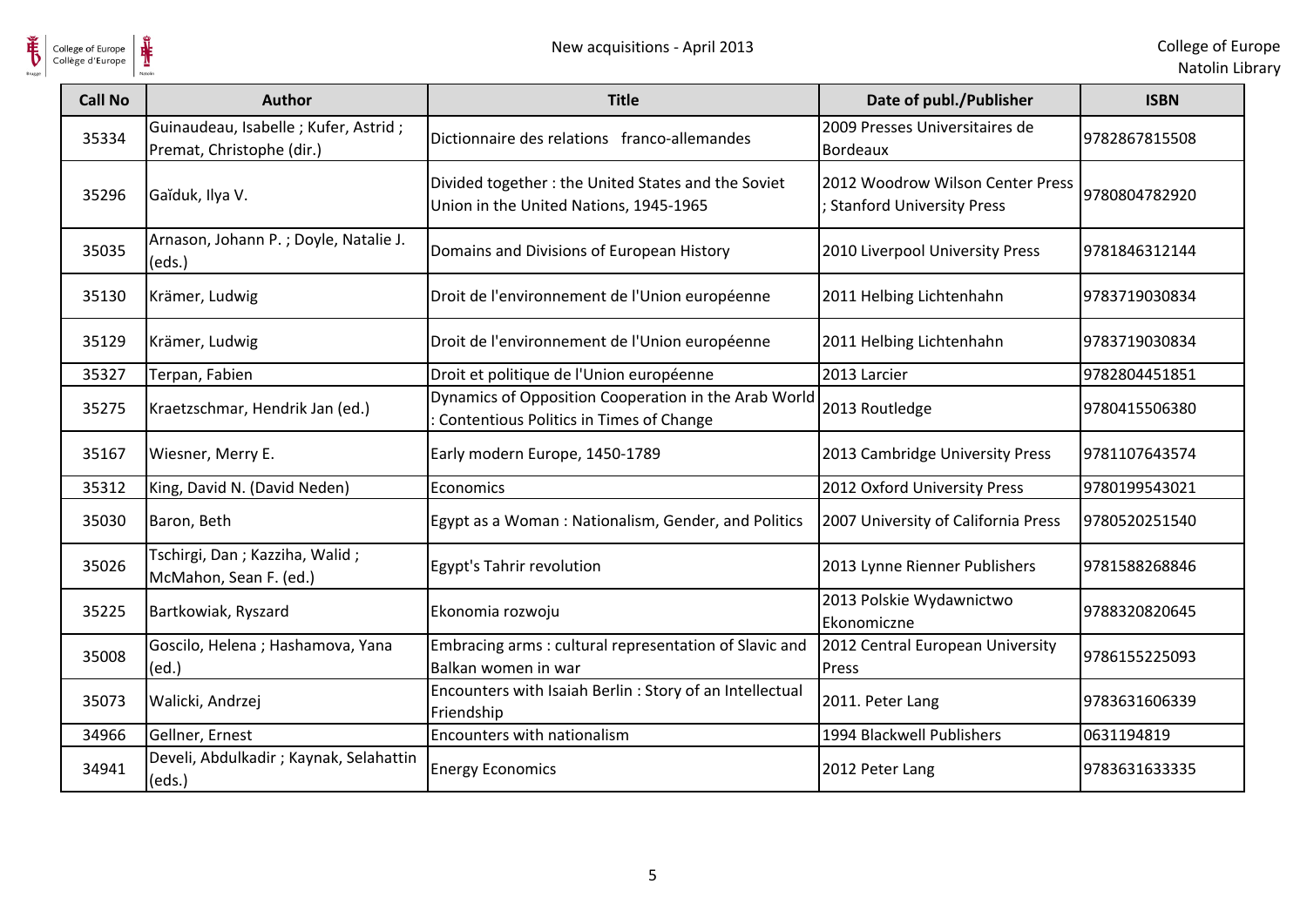| Call No | Author | Title | Date of publ./Publisher | ISBN |
|---|---|---|---|---|
| 35334 | Guinaudeau, Isabelle ; Kufer, Astrid ; Premat, Christophe (dir.) | Dictionnaire des relations franco-allemandes | 2009 Presses Universitaires de Bordeaux | 9782867815508 |
| 35296 | Gaïduk, Ilya V. | Divided together : the United States and the Soviet Union in the United Nations, 1945-1965 | 2012 Woodrow Wilson Center Press ; Stanford University Press | 9780804782920 |
| 35035 | Arnason, Johann P. ; Doyle, Natalie J. (eds.) | Domains and Divisions of European History | 2010 Liverpool University Press | 9781846312144 |
| 35130 | Krämer, Ludwig | Droit de l'environnement de l'Union européenne | 2011 Helbing Lichtenhahn | 9783719030834 |
| 35129 | Krämer, Ludwig | Droit de l'environnement de l'Union européenne | 2011 Helbing Lichtenhahn | 9783719030834 |
| 35327 | Terpan, Fabien | Droit et politique de l'Union européenne | 2013 Larcier | 9782804451851 |
| 35275 | Kraetzschmar, Hendrik Jan (ed.) | Dynamics of Opposition Cooperation in the Arab World : Contentious Politics in Times of Change | 2013 Routledge | 9780415506380 |
| 35167 | Wiesner, Merry E. | Early modern Europe, 1450-1789 | 2013 Cambridge University Press | 9781107643574 |
| 35312 | King, David N. (David Neden) | Economics | 2012 Oxford University Press | 9780199543021 |
| 35030 | Baron, Beth | Egypt as a Woman : Nationalism, Gender, and Politics | 2007 University of California Press | 9780520251540 |
| 35026 | Tschirgi, Dan ; Kazziha, Walid ; McMahon, Sean F. (ed.) | Egypt's Tahrir revolution | 2013 Lynne Rienner Publishers | 9781588268846 |
| 35225 | Bartkowiak, Ryszard | Ekonomia rozwoju | 2013 Polskie Wydawnictwo Ekonomiczne | 9788320820645 |
| 35008 | Goscilo, Helena ; Hashamova, Yana (ed.) | Embracing arms : cultural representation of Slavic and Balkan women in war | 2012 Central European University Press | 9786155225093 |
| 35073 | Walicki, Andrzej | Encounters with Isaiah Berlin : Story of an Intellectual Friendship | 2011. Peter Lang | 9783631606339 |
| 34966 | Gellner, Ernest | Encounters with nationalism | 1994 Blackwell Publishers | 0631194819 |
| 34941 | Develi, Abdulkadir ; Kaynak, Selahattin (eds.) | Energy Economics | 2012 Peter Lang | 9783631633335 |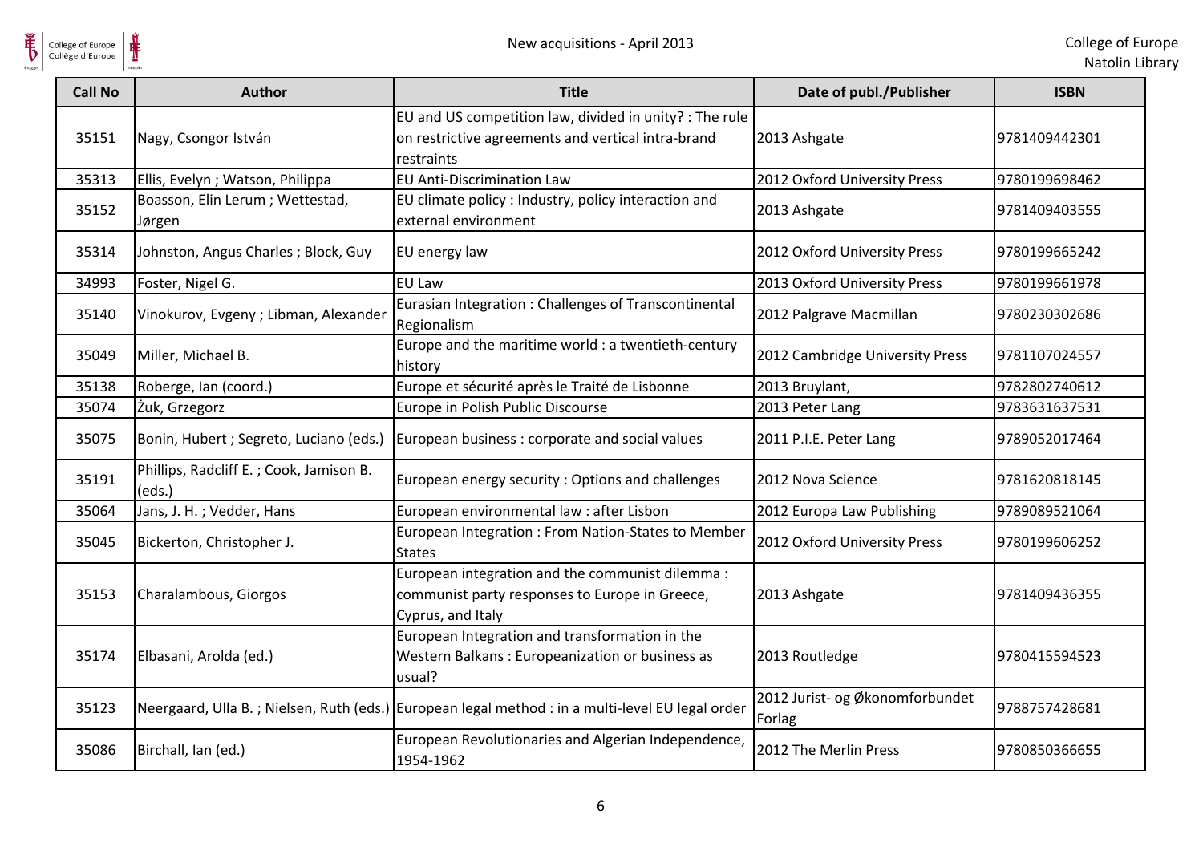| Call No | Author | Title | Date of publ./Publisher | ISBN |
|---|---|---|---|---|
| 35151 | Nagy, Csongor István | EU and US competition law, divided in unity? : The rule on restrictive agreements and vertical intra-brand restraints | 2013 Ashgate | 9781409442301 |
| 35313 | Ellis, Evelyn ; Watson, Philippa | EU Anti-Discrimination Law | 2012 Oxford University Press | 9780199698462 |
| 35152 | Boasson, Elin Lerum ; Wettestad, Jørgen | EU climate policy : Industry, policy interaction and external environment | 2013 Ashgate | 9781409403555 |
| 35314 | Johnston, Angus Charles ; Block, Guy | EU energy law | 2012 Oxford University Press | 9780199665242 |
| 34993 | Foster, Nigel G. | EU Law | 2013 Oxford University Press | 9780199661978 |
| 35140 | Vinokurov, Evgeny ; Libman, Alexander | Eurasian Integration : Challenges of Transcontinental Regionalism | 2012 Palgrave Macmillan | 9780230302686 |
| 35049 | Miller, Michael B. | Europe and the maritime world : a twentieth-century history | 2012 Cambridge University Press | 9781107024557 |
| 35138 | Roberge, Ian (coord.) | Europe et sécurité après le Traité de Lisbonne | 2013 Bruylant, | 9782802740612 |
| 35074 | Żuk, Grzegorz | Europe in Polish Public Discourse | 2013 Peter Lang | 9783631637531 |
| 35075 | Bonin, Hubert ; Segreto, Luciano (eds.) | European business : corporate and social values | 2011 P.I.E. Peter Lang | 9789052017464 |
| 35191 | Phillips, Radcliff E. ; Cook, Jamison B. (eds.) | European energy security : Options and challenges | 2012 Nova Science | 9781620818145 |
| 35064 | Jans, J. H. ; Vedder, Hans | European environmental law : after Lisbon | 2012 Europa Law Publishing | 9789089521064 |
| 35045 | Bickerton, Christopher J. | European Integration : From Nation-States to Member States | 2012 Oxford University Press | 9780199606252 |
| 35153 | Charalambous, Giorgos | European integration and the communist dilemma : communist party responses to Europe in Greece, Cyprus, and Italy | 2013 Ashgate | 9781409436355 |
| 35174 | Elbasani, Arolda (ed.) | European Integration and transformation in the Western Balkans : Europeanization or business as usual? | 2013 Routledge | 9780415594523 |
| 35123 | Neergaard, Ulla B. ; Nielsen, Ruth (eds.) | European legal method : in a multi-level EU legal order | 2012 Jurist- og Økonomforbundet Forlag | 9788757428681 |
| 35086 | Birchall, Ian (ed.) | European Revolutionaries and Algerian Independence, 1954-1962 | 2012 The Merlin Press | 9780850366655 |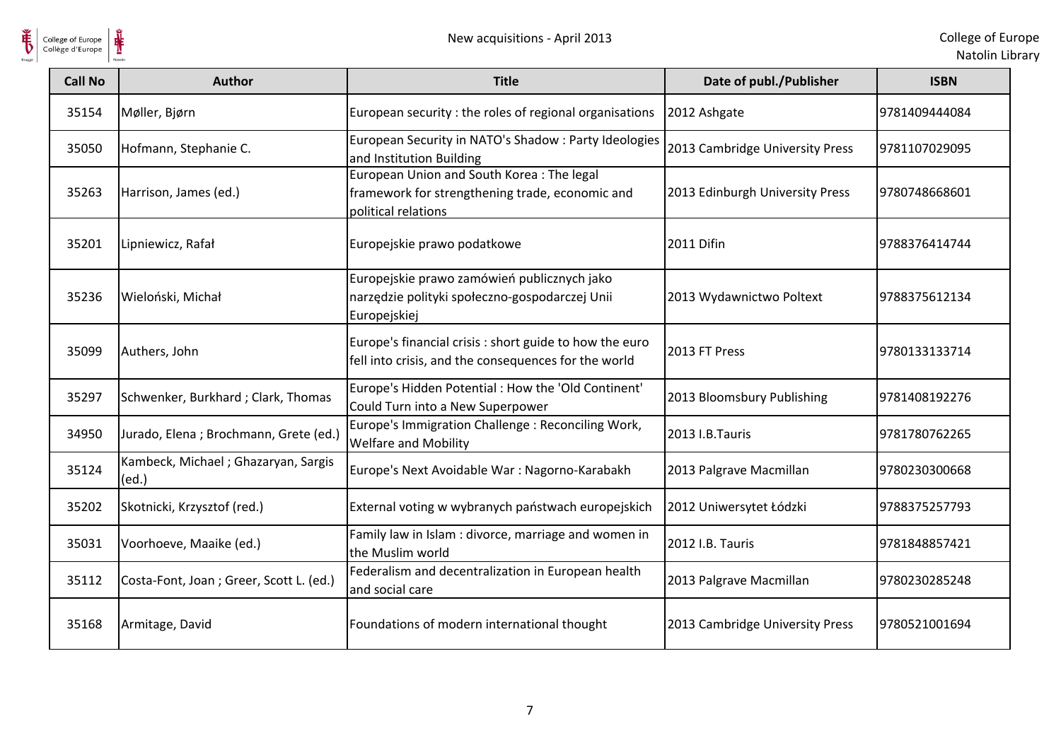| Call No | Author | Title | Date of publ./Publisher | ISBN |
|---|---|---|---|---|
| 35154 | Møller, Bjørn | European security : the roles of regional organisations | 2012 Ashgate | 9781409444084 |
| 35050 | Hofmann, Stephanie C. | European Security in NATO's Shadow : Party Ideologies and Institution Building | 2013 Cambridge University Press | 9781107029095 |
| 35263 | Harrison, James (ed.) | European Union and South Korea : The legal framework for strengthening trade, economic and political relations | 2013 Edinburgh University Press | 9780748668601 |
| 35201 | Lipniewicz, Rafał | Europejskie prawo podatkowe | 2011 Difin | 9788376414744 |
| 35236 | Wieloński, Michał | Europejskie prawo zamówień publicznych jako narzędzie polityki społeczno-gospodarczej Unii Europejskiej | 2013 Wydawnictwo Poltext | 9788375612134 |
| 35099 | Authers, John | Europe's financial crisis : short guide to how the euro fell into crisis, and the consequences for the world | 2013 FT Press | 9780133133714 |
| 35297 | Schwenker, Burkhard ; Clark, Thomas | Europe's Hidden Potential : How the 'Old Continent' Could Turn into a New Superpower | 2013 Bloomsbury Publishing | 9781408192276 |
| 34950 | Jurado, Elena ; Brochmann, Grete (ed.) | Europe's Immigration Challenge : Reconciling Work, Welfare and Mobility | 2013 I.B.Tauris | 9781780762265 |
| 35124 | Kambeck, Michael ; Ghazaryan, Sargis (ed.) | Europe's Next Avoidable War : Nagorno-Karabakh | 2013 Palgrave Macmillan | 9780230300668 |
| 35202 | Skotnicki, Krzysztof (red.) | External voting w wybranych państwach europejskich | 2012 Uniwersytet Łódzki | 9788375257793 |
| 35031 | Voorhoeve, Maaike (ed.) | Family law in Islam : divorce, marriage and women in the Muslim world | 2012 I.B. Tauris | 9781848857421 |
| 35112 | Costa-Font, Joan ; Greer, Scott L. (ed.) | Federalism and decentralization in European health and social care | 2013 Palgrave Macmillan | 9780230285248 |
| 35168 | Armitage, David | Foundations of modern international thought | 2013 Cambridge University Press | 9780521001694 |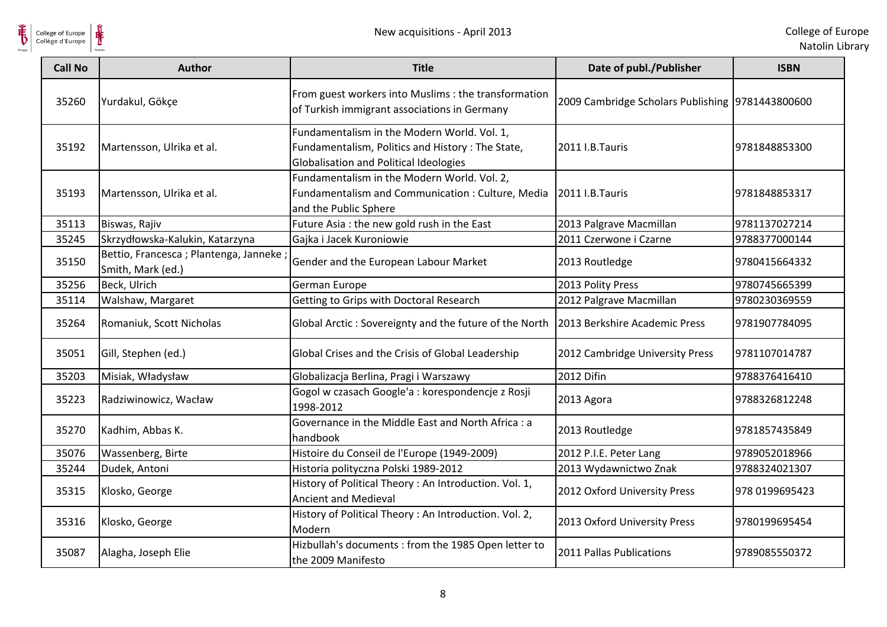| Call No | Author | Title | Date of publ./Publisher | ISBN |
|---|---|---|---|---|
| 35260 | Yurdakul, Gökçe | From guest workers into Muslims : the transformation of Turkish immigrant associations in Germany | 2009 Cambridge Scholars Publishing | 9781443800600 |
| 35192 | Martensson, Ulrika et al. | Fundamentalism in the Modern World. Vol. 1, Fundamentalism, Politics and History : The State, Globalisation and Political Ideologies | 2011 I.B.Tauris | 9781848853300 |
| 35193 | Martensson, Ulrika et al. | Fundamentalism in the Modern World. Vol. 2, Fundamentalism and Communication : Culture, Media and the Public Sphere | 2011 I.B.Tauris | 9781848853317 |
| 35113 | Biswas, Rajiv | Future Asia : the new gold rush in the East | 2013 Palgrave Macmillan | 9781137027214 |
| 35245 | Skrzydłowska-Kalukin, Katarzyna | Gajka i Jacek Kuroniowie | 2011 Czerwone i Czarne | 9788377000144 |
| 35150 | Bettio, Francesca ; Plantenga, Janneke ; Smith, Mark (ed.) | Gender and the European Labour Market | 2013 Routledge | 9780415664332 |
| 35256 | Beck, Ulrich | German Europe | 2013 Polity Press | 9780745665399 |
| 35114 | Walshaw, Margaret | Getting to Grips with Doctoral Research | 2012 Palgrave Macmillan | 9780230369559 |
| 35264 | Romaniuk, Scott Nicholas | Global Arctic : Sovereignty and the future of the North | 2013 Berkshire Academic Press | 9781907784095 |
| 35051 | Gill, Stephen (ed.) | Global Crises and the Crisis of Global Leadership | 2012 Cambridge University Press | 9781107014787 |
| 35203 | Misiak, Władysław | Globalizacja Berlina, Pragi i Warszawy | 2012 Difin | 9788376416410 |
| 35223 | Radziwinowicz, Wacław | Gogol w czasach Google'a : korespondencje z Rosji 1998-2012 | 2013 Agora | 9788326812248 |
| 35270 | Kadhim, Abbas K. | Governance in the Middle East and North Africa : a handbook | 2013 Routledge | 9781857435849 |
| 35076 | Wassenberg, Birte | Histoire du Conseil de l'Europe (1949-2009) | 2012 P.I.E. Peter Lang | 9789052018966 |
| 35244 | Dudek, Antoni | Historia polityczna Polski 1989-2012 | 2013 Wydawnictwo Znak | 9788324021307 |
| 35315 | Klosko, George | History of Political Theory : An Introduction. Vol. 1, Ancient and Medieval | 2012 Oxford University Press | 978 0199695423 |
| 35316 | Klosko, George | History of Political Theory : An Introduction. Vol. 2, Modern | 2013 Oxford University Press | 9780199695454 |
| 35087 | Alagha, Joseph Elie | Hizbullah's documents : from the 1985 Open letter to the 2009 Manifesto | 2011 Pallas Publications | 9789085550372 |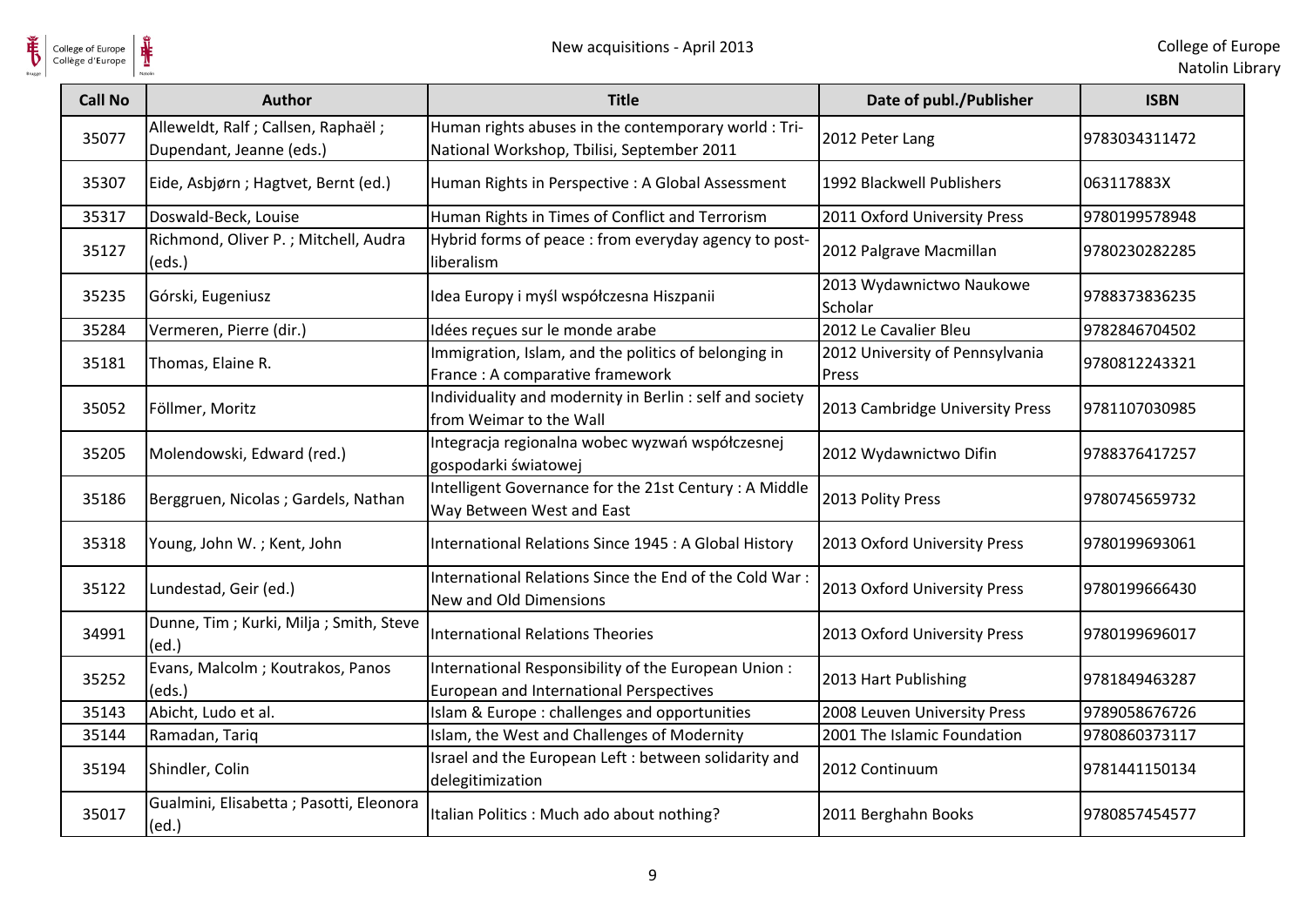| Call No | Author | Title | Date of publ./Publisher | ISBN |
|---|---|---|---|---|
| 35077 | Alleweldt, Ralf ; Callsen, Raphaël ; Dupendant, Jeanne (eds.) | Human rights abuses in the contemporary world : Tri-National Workshop, Tbilisi, September 2011 | 2012 Peter Lang | 9783034311472 |
| 35307 | Eide, Asbjørn ; Hagtvet, Bernt (ed.) | Human Rights in Perspective : A Global Assessment | 1992 Blackwell Publishers | 063117883X |
| 35317 | Doswald-Beck, Louise | Human Rights in Times of Conflict and Terrorism | 2011 Oxford University Press | 9780199578948 |
| 35127 | Richmond, Oliver P. ; Mitchell, Audra (eds.) | Hybrid forms of peace : from everyday agency to post-liberalism | 2012 Palgrave Macmillan | 9780230282285 |
| 35235 | Górski, Eugeniusz | Idea Europy i myśl współczesna Hiszpanii | 2013 Wydawnictwo Naukowe Scholar | 9788373836235 |
| 35284 | Vermeren, Pierre (dir.) | Idées reçues sur le monde arabe | 2012 Le Cavalier Bleu | 9782846704502 |
| 35181 | Thomas, Elaine R. | Immigration, Islam, and the politics of belonging in France : A comparative framework | 2012 University of Pennsylvania Press | 9780812243321 |
| 35052 | Föllmer, Moritz | Individuality and modernity in Berlin : self and society from Weimar to the Wall | 2013 Cambridge University Press | 9781107030985 |
| 35205 | Molendowski, Edward (red.) | Integracja regionalna wobec wyzwań współczesnej gospodarki światowej | 2012 Wydawnictwo Difin | 9788376417257 |
| 35186 | Berggruen, Nicolas ; Gardels, Nathan | Intelligent Governance for the 21st Century : A Middle Way Between West and East | 2013 Polity Press | 9780745659732 |
| 35318 | Young, John W. ; Kent, John | International Relations Since 1945 : A Global History | 2013 Oxford University Press | 9780199693061 |
| 35122 | Lundestad, Geir (ed.) | International Relations Since the End of the Cold War : New and Old Dimensions | 2013 Oxford University Press | 9780199666430 |
| 34991 | Dunne, Tim ; Kurki, Milja ; Smith, Steve (ed.) | International Relations Theories | 2013 Oxford University Press | 9780199696017 |
| 35252 | Evans, Malcolm ; Koutrakos, Panos (eds.) | International Responsibility of the European Union : European and International Perspectives | 2013 Hart Publishing | 9781849463287 |
| 35143 | Abicht, Ludo et al. | Islam & Europe : challenges and opportunities | 2008 Leuven University Press | 9789058676726 |
| 35144 | Ramadan, Tariq | Islam, the West and Challenges of Modernity | 2001 The Islamic Foundation | 9780860373117 |
| 35194 | Shindler, Colin | Israel and the European Left : between solidarity and delegitimization | 2012 Continuum | 9781441150134 |
| 35017 | Gualmini, Elisabetta ; Pasotti, Eleonora (ed.) | Italian Politics : Much ado about nothing? | 2011 Berghahn Books | 9780857454577 |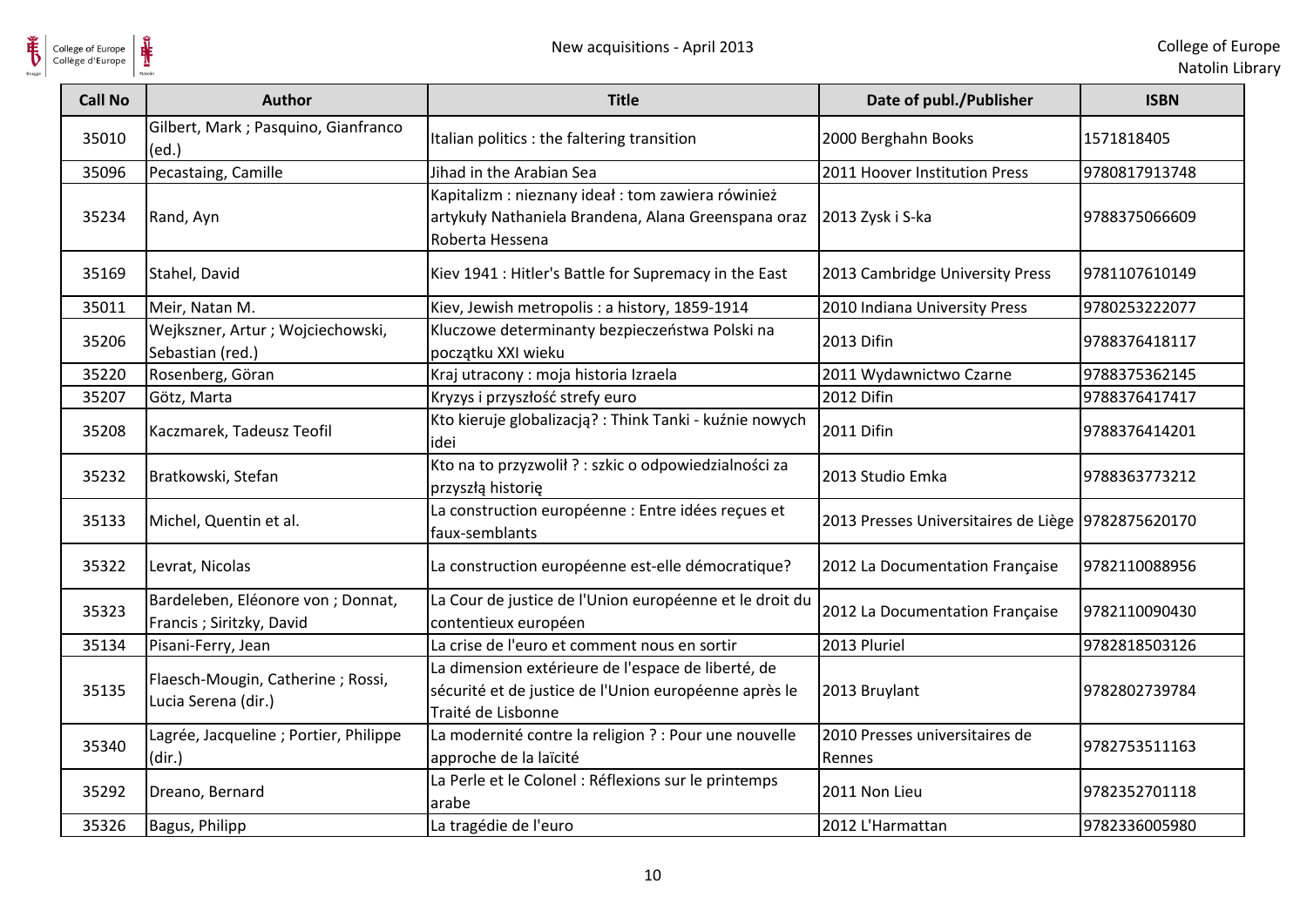| Call No | Author | Title | Date of publ./Publisher | ISBN |
|---|---|---|---|---|
| 35010 | Gilbert, Mark ; Pasquino, Gianfranco (ed.) | Italian politics : the faltering transition | 2000 Berghahn Books | 1571818405 |
| 35096 | Pecastaing, Camille | Jihad in the Arabian Sea | 2011 Hoover Institution Press | 9780817913748 |
| 35234 | Rand, Ayn | Kapitalizm : nieznany ideał : tom zawiera również artykuły Nathaniela Brandena, Alana Greenspana oraz Roberta Hessena | 2013 Zysk i S-ka | 9788375066609 |
| 35169 | Stahel, David | Kiev 1941 : Hitler's Battle for Supremacy in the East | 2013 Cambridge University Press | 9781107610149 |
| 35011 | Meir, Natan M. | Kiev, Jewish metropolis : a history, 1859-1914 | 2010 Indiana University Press | 9780253222077 |
| 35206 | Wejkszner, Artur ; Wojciechowski, Sebastian (red.) | Kluczowe determinanty bezpieczeństwa Polski na początku XXI wieku | 2013 Difin | 9788376418117 |
| 35220 | Rosenberg, Göran | Kraj utracony : moja historia Izraela | 2011 Wydawnictwo Czarne | 9788375362145 |
| 35207 | Götz, Marta | Kryzys i przyszłość strefy euro | 2012 Difin | 9788376417417 |
| 35208 | Kaczmarek, Tadeusz Teofil | Kto kieruje globalizacją? : Think Tanki - kuźnie nowych idei | 2011 Difin | 9788376414201 |
| 35232 | Bratkowski, Stefan | Kto na to przyzwolił ? : szkic o odpowiedzialności za przyszłą historię | 2013 Studio Emka | 9788363773212 |
| 35133 | Michel, Quentin et al. | La construction européenne : Entre idées reçues et faux-semblants | 2013 Presses Universitaires de Liège | 9782875620170 |
| 35322 | Levrat, Nicolas | La construction européenne est-elle démocratique? | 2012 La Documentation Française | 9782110088956 |
| 35323 | Bardeleben, Eléonore von ; Donnat, Francis ; Siritzky, David | La Cour de justice de l'Union européenne et le droit du contentieux européen | 2012 La Documentation Française | 9782110090430 |
| 35134 | Pisani-Ferry, Jean | La crise de l'euro et comment nous en sortir | 2013 Pluriel | 9782818503126 |
| 35135 | Flaesch-Mougin, Catherine ; Rossi, Lucia Serena (dir.) | La dimension extérieure de l'espace de liberté, de sécurité et de justice de l'Union européenne après le Traité de Lisbonne | 2013 Bruylant | 9782802739784 |
| 35340 | Lagrée, Jacqueline ; Portier, Philippe (dir.) | La modernité contre la religion ? : Pour une nouvelle approche de la laïcité | 2010 Presses universitaires de Rennes | 9782753511163 |
| 35292 | Dreano, Bernard | La Perle et le Colonel : Réflexions sur le printemps arabe | 2011 Non Lieu | 9782352701118 |
| 35326 | Bagus, Philipp | La tragédie de l'euro | 2012 L'Harmattan | 9782336005980 |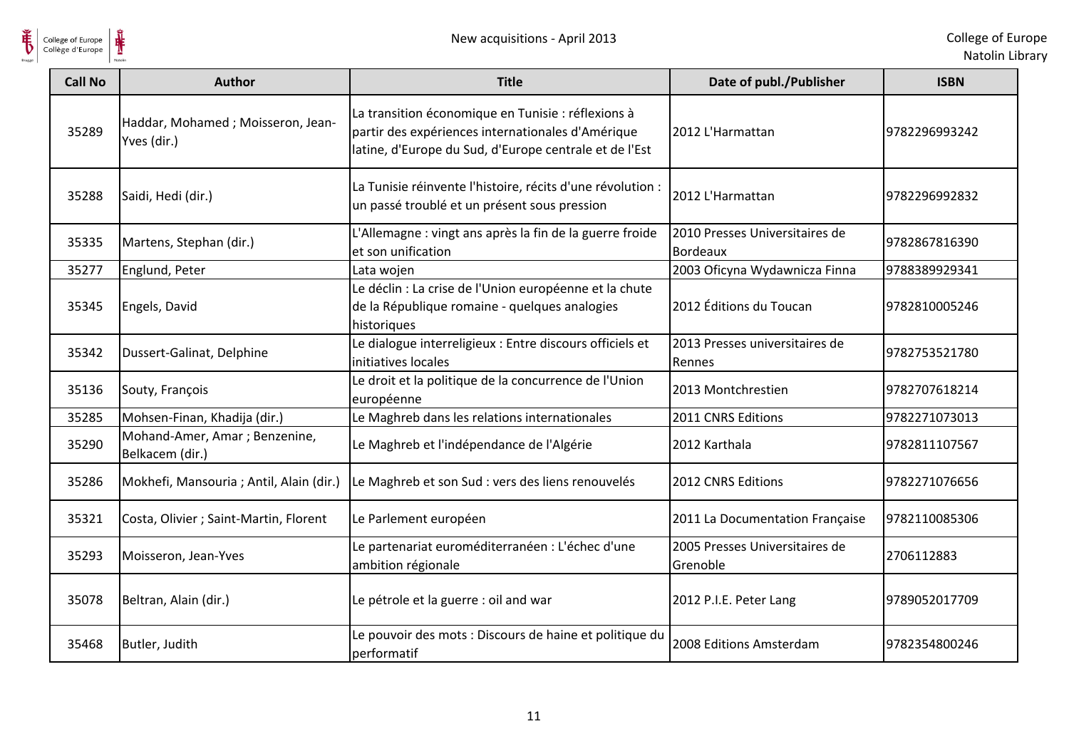| Call No | Author | Title | Date of publ./Publisher | ISBN |
|---|---|---|---|---|
| 35289 | Haddar, Mohamed ; Moisseron, Jean-Yves (dir.) | La transition économique en Tunisie : réflexions à partir des expériences internationales d'Amérique latine, d'Europe du Sud, d'Europe centrale et de l'Est | 2012 L'Harmattan | 9782296993242 |
| 35288 | Saidi, Hedi (dir.) | La Tunisie réinvente l'histoire, récits d'une révolution : un passé troublé et un présent sous pression | 2012 L'Harmattan | 9782296992832 |
| 35335 | Martens, Stephan (dir.) | L'Allemagne : vingt ans après la fin de la guerre froide et son unification | 2010 Presses Universitaires de Bordeaux | 9782867816390 |
| 35277 | Englund, Peter | Lata wojen | 2003 Oficyna Wydawnicza Finna | 9788389929341 |
| 35345 | Engels, David | Le déclin : La crise de l'Union européenne et la chute de la République romaine - quelques analogies historiques | 2012 Éditions du Toucan | 9782810005246 |
| 35342 | Dussert-Galinat, Delphine | Le dialogue interreligieux : Entre discours officiels et initiatives locales | 2013 Presses universitaires de Rennes | 9782753521780 |
| 35136 | Souty, François | Le droit et la politique de la concurrence de l'Union européenne | 2013 Montchrestien | 9782707618214 |
| 35285 | Mohsen-Finan, Khadija (dir.) | Le Maghreb dans les relations internationales | 2011 CNRS Editions | 9782271073013 |
| 35290 | Mohand-Amer, Amar ; Benzenine, Belkacem (dir.) | Le Maghreb et l'indépendance de l'Algérie | 2012 Karthala | 9782811107567 |
| 35286 | Mokhefi, Mansouria ; Antil, Alain (dir.) | Le Maghreb et son Sud : vers des liens renouvelés | 2012 CNRS Editions | 9782271076656 |
| 35321 | Costa, Olivier ; Saint-Martin, Florent | Le Parlement européen | 2011 La Documentation Française | 9782110085306 |
| 35293 | Moisseron, Jean-Yves | Le partenariat euroméditerranéen : L'échec d'une ambition régionale | 2005 Presses Universitaires de Grenoble | 2706112883 |
| 35078 | Beltran, Alain (dir.) | Le pétrole et la guerre : oil and war | 2012 P.I.E. Peter Lang | 9789052017709 |
| 35468 | Butler, Judith | Le pouvoir des mots : Discours de haine et politique du performatif | 2008 Editions Amsterdam | 9782354800246 |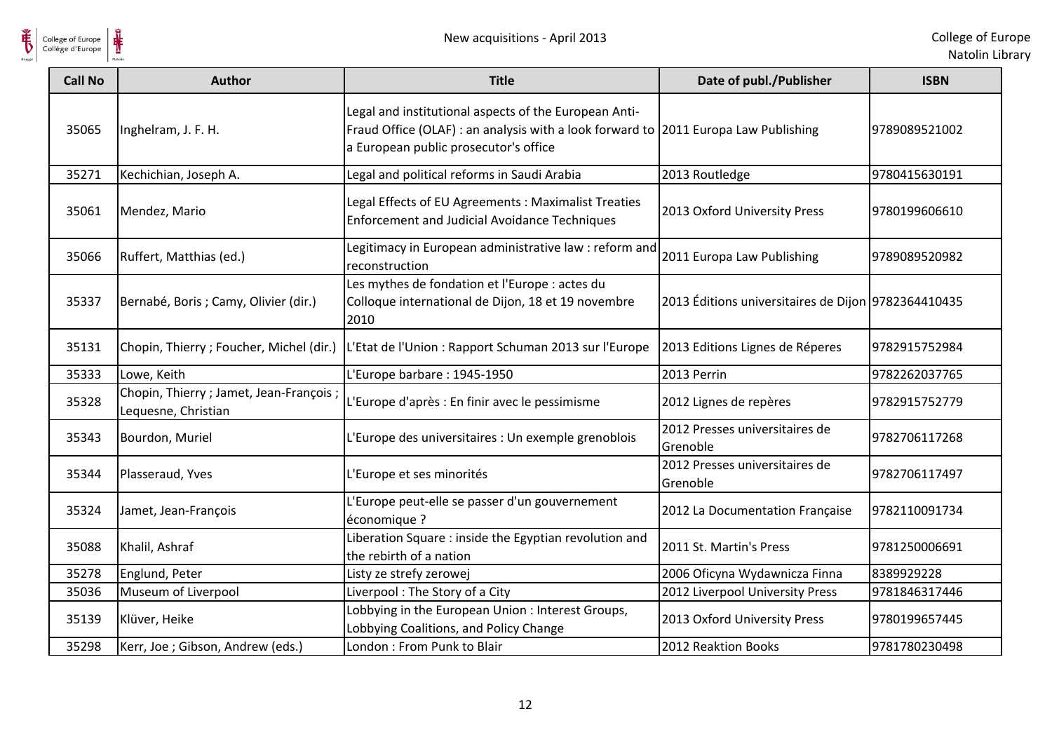| Call No | Author | Title | Date of publ./Publisher | ISBN |
|---|---|---|---|---|
| 35065 | Inghelram, J. F. H. | Legal and institutional aspects of the European Anti-Fraud Office (OLAF) : an analysis with a look forward to a European public prosecutor's office | 2011 Europa Law Publishing | 9789089521002 |
| 35271 | Kechichian, Joseph A. | Legal and political reforms in Saudi Arabia | 2013 Routledge | 9780415630191 |
| 35061 | Mendez, Mario | Legal Effects of EU Agreements : Maximalist Treaties Enforcement and Judicial Avoidance Techniques | 2013 Oxford University Press | 9780199606610 |
| 35066 | Ruffert, Matthias (ed.) | Legitimacy in European administrative law : reform and reconstruction | 2011 Europa Law Publishing | 9789089520982 |
| 35337 | Bernabé, Boris ; Camy, Olivier (dir.) | Les mythes de fondation et l'Europe : actes du Colloque international de Dijon, 18 et 19 novembre 2010 | 2013 Éditions universitaires de Dijon | 9782364410435 |
| 35131 | Chopin, Thierry ; Foucher, Michel (dir.) | L'Etat de l'Union : Rapport Schuman 2013 sur l'Europe | 2013 Editions Lignes de Réperes | 9782915752984 |
| 35333 | Lowe, Keith | L'Europe barbare : 1945-1950 | 2013 Perrin | 9782262037765 |
| 35328 | Chopin, Thierry ; Jamet, Jean-François ; Lequesne, Christian | L'Europe d'après : En finir avec le pessimisme | 2012 Lignes de repères | 9782915752779 |
| 35343 | Bourdon, Muriel | L'Europe des universitaires : Un exemple grenoblois | 2012 Presses universitaires de Grenoble | 9782706117268 |
| 35344 | Plasseraud, Yves | L'Europe et ses minorités | 2012 Presses universitaires de Grenoble | 9782706117497 |
| 35324 | Jamet, Jean-François | L'Europe peut-elle se passer d'un gouvernement économique ? | 2012 La Documentation Française | 9782110091734 |
| 35088 | Khalil, Ashraf | Liberation Square : inside the Egyptian revolution and the rebirth of a nation | 2011 St. Martin's Press | 9781250006691 |
| 35278 | Englund, Peter | Listy ze strefy zerowej | 2006 Oficyna Wydawnicza Finna | 8389929228 |
| 35036 | Museum of Liverpool | Liverpool : The Story of a City | 2012 Liverpool University Press | 9781846317446 |
| 35139 | Klüver, Heike | Lobbying in the European Union : Interest Groups, Lobbying Coalitions, and Policy Change | 2013 Oxford University Press | 9780199657445 |
| 35298 | Kerr, Joe ; Gibson, Andrew (eds.) | London : From Punk to Blair | 2012 Reaktion Books | 9781780230498 |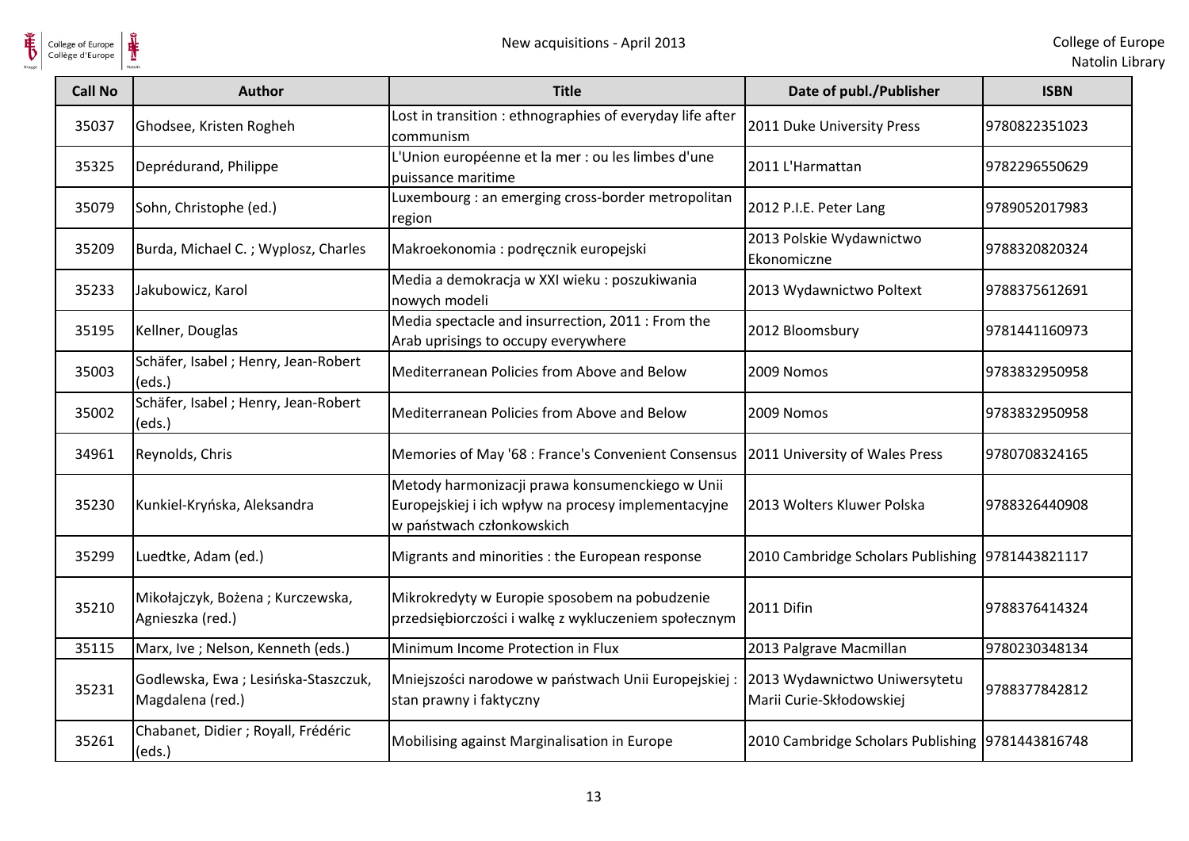| Call No | Author | Title | Date of publ./Publisher | ISBN |
|---|---|---|---|---|
| 35037 | Ghodsee, Kristen Rogheh | Lost in transition : ethnographies of everyday life after communism | 2011 Duke University Press | 9780822351023 |
| 35325 | Deprédurand, Philippe | L'Union européenne et la mer : ou les limbes d'une puissance maritime | 2011 L'Harmattan | 9782296550629 |
| 35079 | Sohn, Christophe (ed.) | Luxembourg : an emerging cross-border metropolitan region | 2012 P.I.E. Peter Lang | 9789052017983 |
| 35209 | Burda, Michael C. ; Wyplosz, Charles | Makroekonomia : podręcznik europejski | 2013 Polskie Wydawnictwo Ekonomiczne | 9788320820324 |
| 35233 | Jakubowicz, Karol | Media a demokracja w XXI wieku : poszukiwania nowych modeli | 2013 Wydawnictwo Poltext | 9788375612691 |
| 35195 | Kellner, Douglas | Media spectacle and insurrection, 2011 : From the Arab uprisings to occupy everywhere | 2012 Bloomsbury | 9781441160973 |
| 35003 | Schäfer, Isabel ; Henry, Jean-Robert (eds.) | Mediterranean Policies from Above and Below | 2009 Nomos | 9783832950958 |
| 35002 | Schäfer, Isabel ; Henry, Jean-Robert (eds.) | Mediterranean Policies from Above and Below | 2009 Nomos | 9783832950958 |
| 34961 | Reynolds, Chris | Memories of May '68 : France's Convenient Consensus | 2011 University of Wales Press | 9780708324165 |
| 35230 | Kunkiel-Kryńska, Aleksandra | Metody harmonizacji prawa konsumenckiego w Unii Europejskiej i ich wpływ na procesy implementacyjne w państwach członkowskich | 2013 Wolters Kluwer Polska | 9788326440908 |
| 35299 | Luedtke, Adam (ed.) | Migrants and minorities : the European response | 2010 Cambridge Scholars Publishing | 9781443821117 |
| 35210 | Mikołajczyk, Bożena ; Kurczewska, Agnieszka (red.) | Mikrokredyty w Europie sposobem na pobudzenie przedsiębiorczości i walkę z wykluczeniem społecznym | 2011 Difin | 9788376414324 |
| 35115 | Marx, Ive ; Nelson, Kenneth (eds.) | Minimum Income Protection in Flux | 2013 Palgrave Macmillan | 9780230348134 |
| 35231 | Godlewska, Ewa ; Lesińska-Staszczuk, Magdalena (red.) | Mniejszości narodowe w państwach Unii Europejskiej : stan prawny i faktyczny | 2013 Wydawnictwo Uniwersytetu Marii Curie-Skłodowskiej | 9788377842812 |
| 35261 | Chabanet, Didier ; Royall, Frédéric (eds.) | Mobilising against Marginalisation in Europe | 2010 Cambridge Scholars Publishing | 9781443816748 |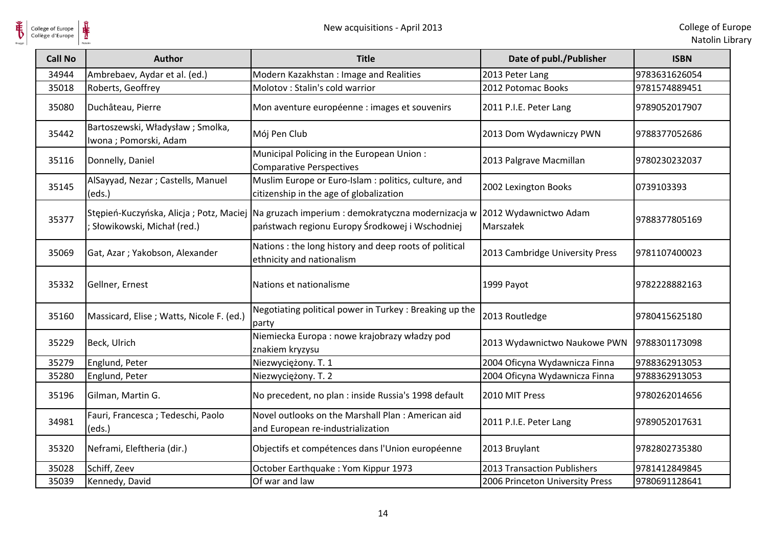| Call No | Author | Title | Date of publ./Publisher | ISBN |
| --- | --- | --- | --- | --- |
| 34944 | Ambrebaev, Aydar et al. (ed.) | Modern Kazakhstan : Image and Realities | 2013 Peter Lang | 9783631626054 |
| 35018 | Roberts, Geoffrey | Molotov : Stalin's cold warrior | 2012 Potomac Books | 9781574889451 |
| 35080 | Duchâteau, Pierre | Mon aventure européenne : images et souvenirs | 2011 P.I.E. Peter Lang | 9789052017907 |
| 35442 | Bartoszewski, Władysław ; Smolka, Iwona ; Pomorski, Adam | Mój Pen Club | 2013 Dom Wydawniczy PWN | 9788377052686 |
| 35116 | Donnelly, Daniel | Municipal Policing in the European Union : Comparative Perspectives | 2013 Palgrave Macmillan | 9780230232037 |
| 35145 | AlSayyad, Nezar ; Castells, Manuel (eds.) | Muslim Europe or Euro-Islam : politics, culture, and citizenship in the age of globalization | 2002 Lexington Books | 0739103393 |
| 35377 | Stępień-Kuczyńska, Alicja ; Potz, Maciej ; Słowikowski, Michał (red.) | Na gruzach imperium : demokratyczna modernizacja w państwach regionu Europy Środkowej i Wschodniej | 2012 Wydawnictwo Adam Marszałek | 9788377805169 |
| 35069 | Gat, Azar ; Yakobson, Alexander | Nations : the long history and deep roots of political ethnicity and nationalism | 2013 Cambridge University Press | 9781107400023 |
| 35332 | Gellner, Ernest | Nations et nationalisme | 1999 Payot | 9782228882163 |
| 35160 | Massicard, Elise ; Watts, Nicole F. (ed.) | Negotiating political power in Turkey : Breaking up the party | 2013 Routledge | 9780415625180 |
| 35229 | Beck, Ulrich | Niemiecka Europa : nowe krajobrazy władzy pod znakiem kryzysu | 2013 Wydawnictwo Naukowe PWN | 9788301173098 |
| 35279 | Englund, Peter | Niezwyciężony. T. 1 | 2004 Oficyna Wydawnicza Finna | 9788362913053 |
| 35280 | Englund, Peter | Niezwyciężony. T. 2 | 2004 Oficyna Wydawnicza Finna | 9788362913053 |
| 35196 | Gilman, Martin G. | No precedent, no plan : inside Russia's 1998 default | 2010 MIT Press | 9780262014656 |
| 34981 | Fauri, Francesca ; Tedeschi, Paolo (eds.) | Novel outlooks on the Marshall Plan : American aid and European re-industrialization | 2011 P.I.E. Peter Lang | 9789052017631 |
| 35320 | Neframi, Eleftheria (dir.) | Objectifs et compétences dans l'Union européenne | 2013 Bruylant | 9782802735380 |
| 35028 | Schiff, Zeev | October Earthquake : Yom Kippur 1973 | 2013 Transaction Publishers | 9781412849845 |
| 35039 | Kennedy, David | Of war and law | 2006 Princeton University Press | 9780691128641 |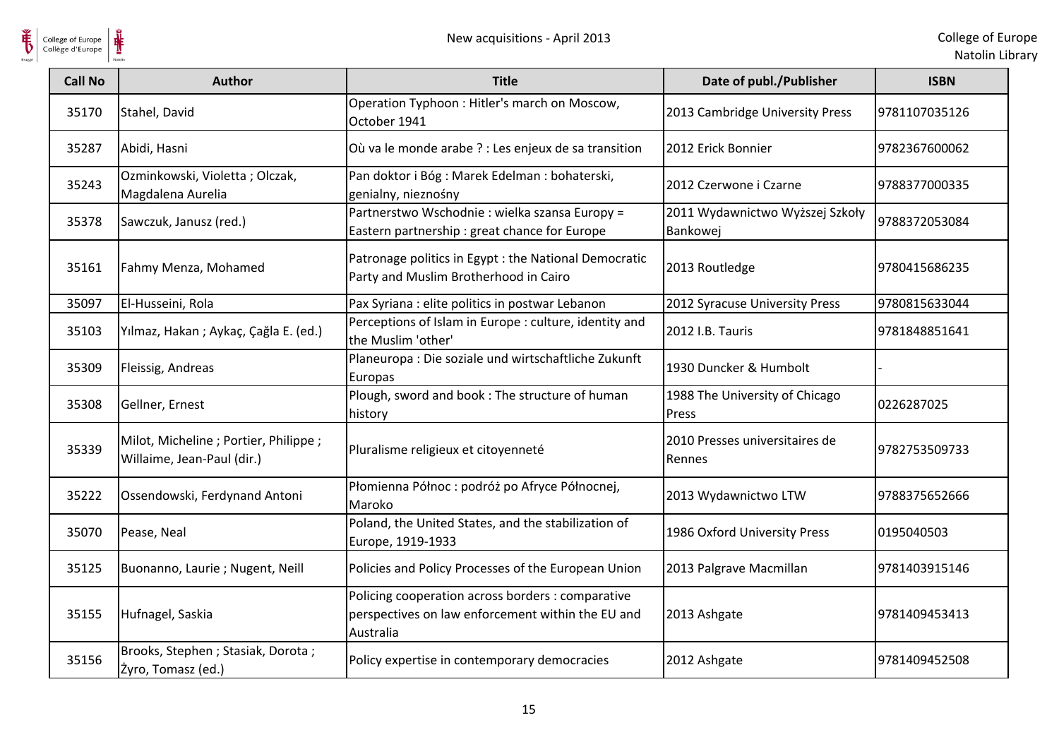| Call No | Author | Title | Date of publ./Publisher | ISBN |
|---|---|---|---|---|
| 35170 | Stahel, David | Operation Typhoon : Hitler's march on Moscow, October 1941 | 2013 Cambridge University Press | 9781107035126 |
| 35287 | Abidi, Hasni | Où va le monde arabe ? : Les enjeux de sa transition | 2012 Erick Bonnier | 9782367600062 |
| 35243 | Ozminkowski, Violetta ; Olczak, Magdalena Aurelia | Pan doktor i Bóg : Marek Edelman : bohaterski, genialny, nieznośny | 2012 Czerwone i Czarne | 9788377000335 |
| 35378 | Sawczuk, Janusz (red.) | Partnerstwo Wschodnie : wielka szansa Europy = Eastern partnership : great chance for Europe | 2011 Wydawnictwo Wyższej Szkoły Bankowej | 9788372053084 |
| 35161 | Fahmy Menza, Mohamed | Patronage politics in Egypt : the National Democratic Party and Muslim Brotherhood in Cairo | 2013 Routledge | 9780415686235 |
| 35097 | El-Husseini, Rola | Pax Syriana : elite politics in postwar Lebanon | 2012 Syracuse University Press | 9780815633044 |
| 35103 | Yılmaz, Hakan ; Aykaç, Çağla E. (ed.) | Perceptions of Islam in Europe : culture, identity and the Muslim 'other' | 2012 I.B. Tauris | 9781848851641 |
| 35309 | Fleissig, Andreas | Planeuropa : Die soziale und wirtschaftliche Zukunft Europas | 1930 Duncker & Humbolt | - |
| 35308 | Gellner, Ernest | Plough, sword and book : The structure of human history | 1988 The University of Chicago Press | 0226287025 |
| 35339 | Milot, Micheline ; Portier, Philippe ; Willaime, Jean-Paul (dir.) | Pluralisme religieux et citoyenneté | 2010 Presses universitaires de Rennes | 9782753509733 |
| 35222 | Ossendowski, Ferdynand Antoni | Płomienna Północ : podróż po Afryce Północnej, Maroko | 2013 Wydawnictwo LTW | 9788375652666 |
| 35070 | Pease, Neal | Poland, the United States, and the stabilization of Europe, 1919-1933 | 1986 Oxford University Press | 0195040503 |
| 35125 | Buonanno, Laurie ; Nugent, Neill | Policies and Policy Processes of the European Union | 2013 Palgrave Macmillan | 9781403915146 |
| 35155 | Hufnagel, Saskia | Policing cooperation across borders : comparative perspectives on law enforcement within the EU and Australia | 2013 Ashgate | 9781409453413 |
| 35156 | Brooks, Stephen ; Stasiak, Dorota ; Żyro, Tomasz (ed.) | Policy expertise in contemporary democracies | 2012 Ashgate | 9781409452508 |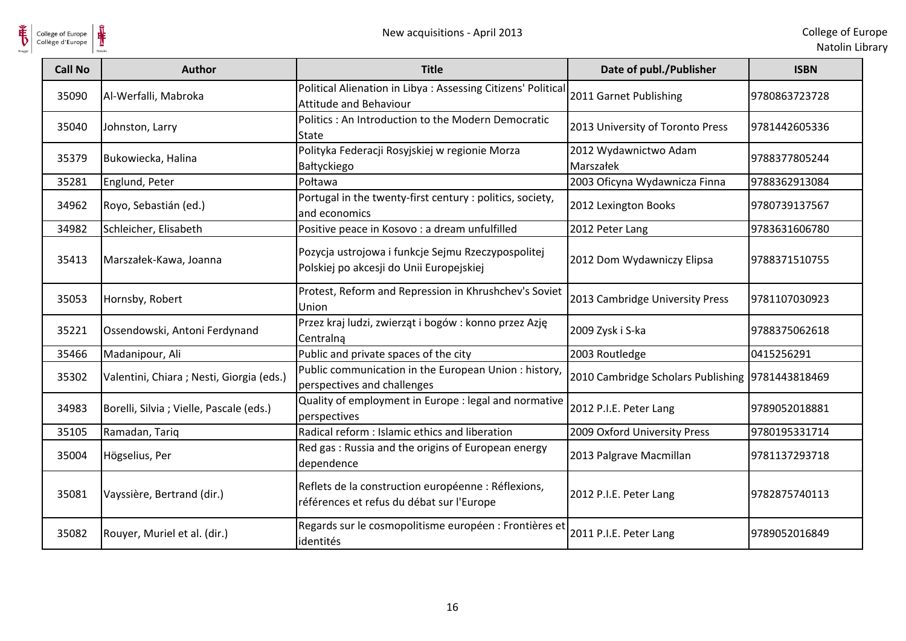| Call No | Author | Title | Date of publ./Publisher | ISBN |
|---|---|---|---|---|
| 35090 | Al-Werfalli, Mabroka | Political Alienation in Libya : Assessing Citizens' Political Attitude and Behaviour | 2011 Garnet Publishing | 9780863723728 |
| 35040 | Johnston, Larry | Politics : An Introduction to the Modern Democratic State | 2013 University of Toronto Press | 9781442605336 |
| 35379 | Bukowiecka, Halina | Polityka Federacji Rosyjskiej w regionie Morza Bałtyckiego | 2012 Wydawnictwo Adam Marszałek | 9788377805244 |
| 35281 | Englund, Peter | Połtawa | 2003 Oficyna Wydawnicza Finna | 9788362913084 |
| 34962 | Royo, Sebastián (ed.) | Portugal in the twenty-first century : politics, society, and economics | 2012 Lexington Books | 9780739137567 |
| 34982 | Schleicher, Elisabeth | Positive peace in Kosovo : a dream unfulfilled | 2012 Peter Lang | 9783631606780 |
| 35413 | Marszałek-Kawa, Joanna | Pozycja ustrojowa i funkcje Sejmu Rzeczypospolitej Polskiej po akcesji do Unii Europejskiej | 2012 Dom Wydawniczy Elipsa | 9788371510755 |
| 35053 | Hornsby, Robert | Protest, Reform and Repression in Khrushchev's Soviet Union | 2013 Cambridge University Press | 9781107030923 |
| 35221 | Ossendowski, Antoni Ferdynand | Przez kraj ludzi, zwierząt i bogów : konno przez Azję Centralną | 2009 Zysk i S-ka | 9788375062618 |
| 35466 | Madanipour, Ali | Public and private spaces of the city | 2003 Routledge | 0415256291 |
| 35302 | Valentini, Chiara ; Nesti, Giorgia (eds.) | Public communication in the European Union : history, perspectives and challenges | 2010 Cambridge Scholars Publishing | 9781443818469 |
| 34983 | Borelli, Silvia ; Vielle, Pascale (eds.) | Quality of employment in Europe : legal and normative perspectives | 2012 P.I.E. Peter Lang | 9789052018881 |
| 35105 | Ramadan, Tariq | Radical reform : Islamic ethics and liberation | 2009 Oxford University Press | 9780195331714 |
| 35004 | Högselius, Per | Red gas : Russia and the origins of European energy dependence | 2013 Palgrave Macmillan | 9781137293718 |
| 35081 | Vayssière, Bertrand (dir.) | Reflets de la construction européenne : Réflexions, références et refus du débat sur l'Europe | 2012 P.I.E. Peter Lang | 9782875740113 |
| 35082 | Rouyer, Muriel et al. (dir.) | Regards sur le cosmopolitisme européen : Frontières et identités | 2011 P.I.E. Peter Lang | 9789052016849 |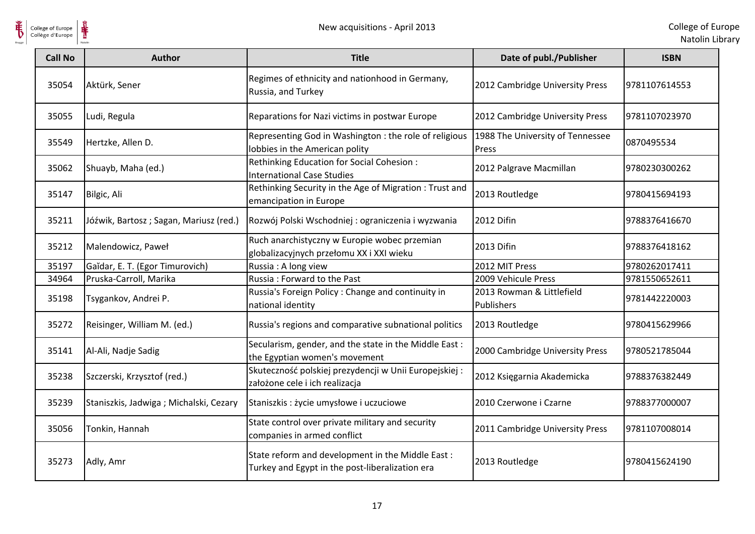| Call No | Author | Title | Date of publ./Publisher | ISBN |
|---|---|---|---|---|
| 35054 | Aktürk, Sener | Regimes of ethnicity and nationhood in Germany, Russia, and Turkey | 2012 Cambridge University Press | 9781107614553 |
| 35055 | Ludi, Regula | Reparations for Nazi victims in postwar Europe | 2012 Cambridge University Press | 9781107023970 |
| 35549 | Hertzke, Allen D. | Representing God in Washington : the role of religious lobbies in the American polity | 1988 The University of Tennessee Press | 0870495534 |
| 35062 | Shuayb, Maha (ed.) | Rethinking Education for Social Cohesion : International Case Studies | 2012 Palgrave Macmillan | 9780230300262 |
| 35147 | Bilgic, Ali | Rethinking Security in the Age of Migration : Trust and emancipation in Europe | 2013 Routledge | 9780415694193 |
| 35211 | Jóźwik, Bartosz ; Sagan, Mariusz (red.) | Rozwój Polski Wschodniej : ograniczenia i wyzwania | 2012 Difin | 9788376416670 |
| 35212 | Malendowicz, Paweł | Ruch anarchistyczny w Europie wobec przemian globalizacyjnych przełomu XX i XXI wieku | 2013 Difin | 9788376418162 |
| 35197 | Gaĭdar, E. T. (Egor Timurovich) | Russia : A long view | 2012 MIT Press | 9780262017411 |
| 34964 | Pruska-Carroll, Marika | Russia : Forward to the Past | 2009 Vehicule Press | 9781550652611 |
| 35198 | Tsygankov, Andrei P. | Russia's Foreign Policy : Change and continuity in national identity | 2013 Rowman & Littlefield Publishers | 9781442220003 |
| 35272 | Reisinger, William M. (ed.) | Russia's regions and comparative subnational politics | 2013 Routledge | 9780415629966 |
| 35141 | Al-Ali, Nadje Sadig | Secularism, gender, and the state in the Middle East : the Egyptian women's movement | 2000 Cambridge University Press | 9780521785044 |
| 35238 | Szczerski, Krzysztof (red.) | Skuteczność polskiej prezydencji w Unii Europejskiej : założone cele i ich realizacja | 2012 Księgarnia Akademicka | 9788376382449 |
| 35239 | Staniszkis, Jadwiga ; Michalski, Cezary | Staniszkis : życie umysłowe i uczuciowe | 2010 Czerwone i Czarne | 9788377000007 |
| 35056 | Tonkin, Hannah | State control over private military and security companies in armed conflict | 2011 Cambridge University Press | 9781107008014 |
| 35273 | Adly, Amr | State reform and development in the Middle East : Turkey and Egypt in the post-liberalization era | 2013 Routledge | 9780415624190 |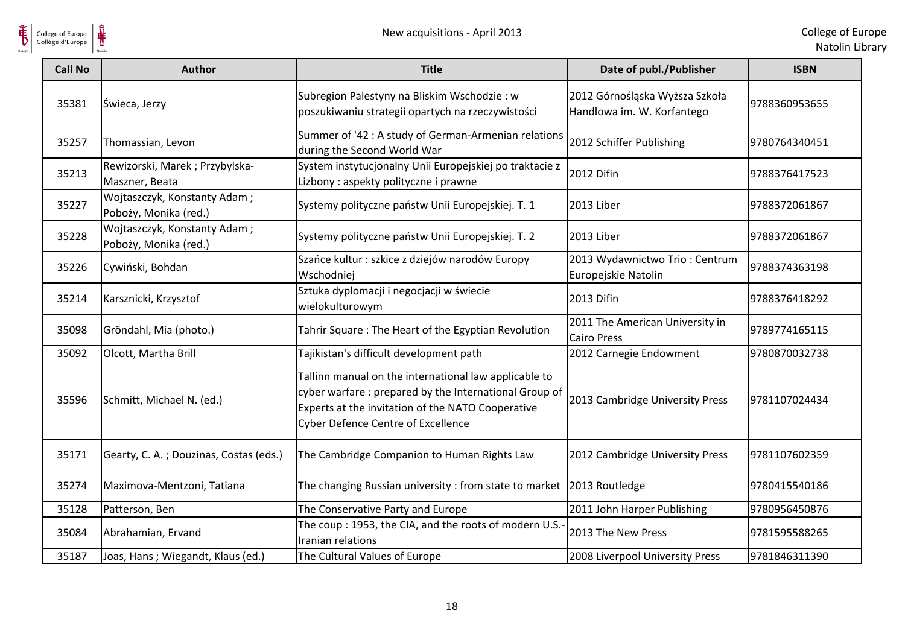| Call No | Author | Title | Date of publ./Publisher | ISBN |
|---|---|---|---|---|
| 35381 | Świeca, Jerzy | Subregion Palestyny na Bliskim Wschodzie : w poszukiwaniu strategii opartych na rzeczywistości | 2012 Górnośląska Wyższa Szkoła Handlowa im. W. Korfantego | 9788360953655 |
| 35257 | Thomassian, Levon | Summer of '42 : A study of German-Armenian relations during the Second World War | 2012 Schiffer Publishing | 9780764340451 |
| 35213 | Rewizorski, Marek ; Przybylska-Maszner, Beata | System instytucjonalny Unii Europejskiej po traktacie z Lizbony : aspekty polityczne i prawne | 2012 Difin | 9788376417523 |
| 35227 | Wojtaszczyk, Konstanty Adam ; Poboży, Monika (red.) | Systemy polityczne państw Unii Europejskiej. T. 1 | 2013 Liber | 9788372061867 |
| 35228 | Wojtaszczyk, Konstanty Adam ; Poboży, Monika (red.) | Systemy polityczne państw Unii Europejskiej. T. 2 | 2013 Liber | 9788372061867 |
| 35226 | Cywiński, Bohdan | Szańce kultur : szkice z dziejów narodów Europy Wschodniej | 2013 Wydawnictwo Trio : Centrum Europejskie Natolin | 9788374363198 |
| 35214 | Karsznicki, Krzysztof | Sztuka dyplomacji i negocjacji w świecie wielokulturowym | 2013 Difin | 9788376418292 |
| 35098 | Gröndahl, Mia (photo.) | Tahrir Square : The Heart of the Egyptian Revolution | 2011 The American University in Cairo Press | 9789774165115 |
| 35092 | Olcott, Martha Brill | Tajikistan's difficult development path | 2012 Carnegie Endowment | 9780870032738 |
| 35596 | Schmitt, Michael N. (ed.) | Tallinn manual on the international law applicable to cyber warfare : prepared by the International Group of Experts at the invitation of the NATO Cooperative Cyber Defence Centre of Excellence | 2013 Cambridge University Press | 9781107024434 |
| 35171 | Gearty, C. A. ; Douzinas, Costas (eds.) | The Cambridge Companion to Human Rights Law | 2012 Cambridge University Press | 9781107602359 |
| 35274 | Maximova-Mentzoni, Tatiana | The changing Russian university : from state to market | 2013 Routledge | 9780415540186 |
| 35128 | Patterson, Ben | The Conservative Party and Europe | 2011 John Harper Publishing | 9780956450876 |
| 35084 | Abrahamian, Ervand | The coup : 1953, the CIA, and the roots of modern U.S.-Iranian relations | 2013 The New Press | 9781595588265 |
| 35187 | Joas, Hans ; Wiegandt, Klaus (ed.) | The Cultural Values of Europe | 2008 Liverpool University Press | 9781846311390 |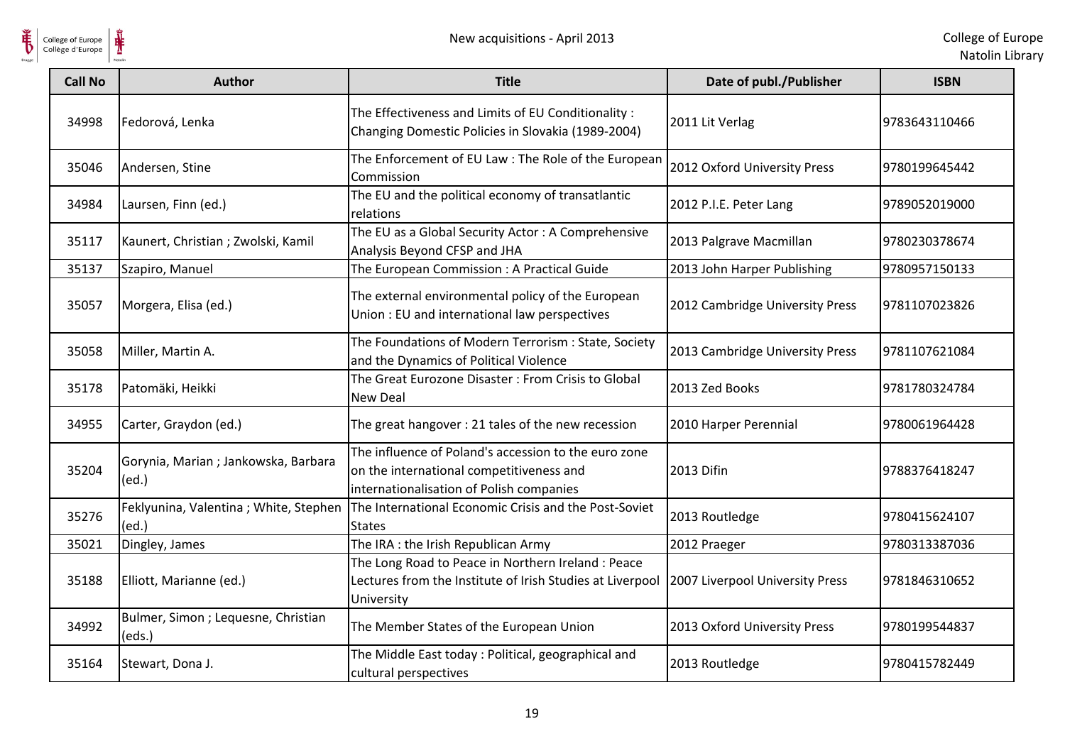| Call No | Author | Title | Date of publ./Publisher | ISBN |
|---|---|---|---|---|
| 34998 | Fedorová, Lenka | The Effectiveness and Limits of EU Conditionality : Changing Domestic Policies in Slovakia (1989-2004) | 2011 Lit Verlag | 9783643110466 |
| 35046 | Andersen, Stine | The Enforcement of EU Law : The Role of the European Commission | 2012 Oxford University Press | 9780199645442 |
| 34984 | Laursen, Finn (ed.) | The EU and the political economy of transatlantic relations | 2012 P.I.E. Peter Lang | 9789052019000 |
| 35117 | Kaunert, Christian ; Zwolski, Kamil | The EU as a Global Security Actor : A Comprehensive Analysis Beyond CFSP and JHA | 2013 Palgrave Macmillan | 9780230378674 |
| 35137 | Szapiro, Manuel | The European Commission : A Practical Guide | 2013 John Harper Publishing | 9780957150133 |
| 35057 | Morgera, Elisa (ed.) | The external environmental policy of the European Union : EU and international law perspectives | 2012 Cambridge University Press | 9781107023826 |
| 35058 | Miller, Martin A. | The Foundations of Modern Terrorism : State, Society and the Dynamics of Political Violence | 2013 Cambridge University Press | 9781107621084 |
| 35178 | Patomäki, Heikki | The Great Eurozone Disaster : From Crisis to Global New Deal | 2013 Zed Books | 9781780324784 |
| 34955 | Carter, Graydon (ed.) | The great hangover : 21 tales of the new recession | 2010 Harper Perennial | 9780061964428 |
| 35204 | Gorynia, Marian ; Jankowska, Barbara (ed.) | The influence of Poland's accession to the euro zone on the international competitiveness and internationalisation of Polish companies | 2013 Difin | 9788376418247 |
| 35276 | Feklyunina, Valentina ; White, Stephen (ed.) | The International Economic Crisis and the Post-Soviet States | 2013 Routledge | 9780415624107 |
| 35021 | Dingley, James | The IRA : the Irish Republican Army | 2012 Praeger | 9780313387036 |
| 35188 | Elliott, Marianne (ed.) | The Long Road to Peace in Northern Ireland : Peace Lectures from the Institute of Irish Studies at Liverpool University | 2007 Liverpool University Press | 9781846310652 |
| 34992 | Bulmer, Simon ; Lequesne, Christian (eds.) | The Member States of the European Union | 2013 Oxford University Press | 9780199544837 |
| 35164 | Stewart, Dona J. | The Middle East today : Political, geographical and cultural perspectives | 2013 Routledge | 9780415782449 |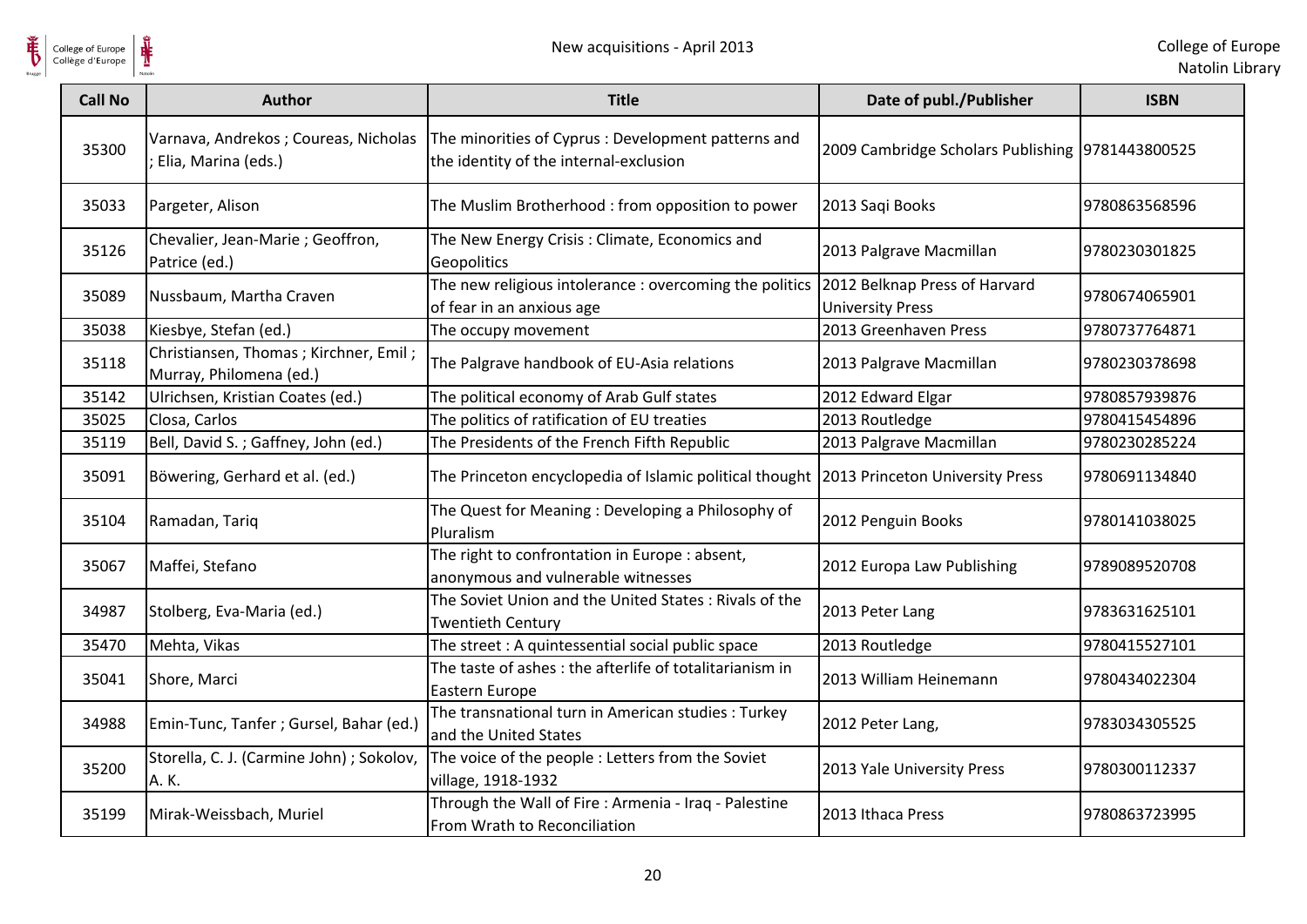| Call No | Author | Title | Date of publ./Publisher | ISBN |
|---|---|---|---|---|
| 35300 | Varnava, Andrekos ; Coureas, Nicholas ; Elia, Marina (eds.) | The minorities of Cyprus : Development patterns and the identity of the internal-exclusion | 2009 Cambridge Scholars Publishing | 9781443800525 |
| 35033 | Pargeter, Alison | The Muslim Brotherhood : from opposition to power | 2013 Saqi Books | 9780863568596 |
| 35126 | Chevalier, Jean-Marie ; Geoffron, Patrice (ed.) | The New Energy Crisis : Climate, Economics and Geopolitics | 2013 Palgrave Macmillan | 9780230301825 |
| 35089 | Nussbaum, Martha Craven | The new religious intolerance : overcoming the politics of fear in an anxious age | 2012 Belknap Press of Harvard University Press | 9780674065901 |
| 35038 | Kiesbye, Stefan (ed.) | The occupy movement | 2013 Greenhaven Press | 9780737764871 |
| 35118 | Christiansen, Thomas ; Kirchner, Emil ; Murray, Philomena (ed.) | The Palgrave handbook of EU-Asia relations | 2013 Palgrave Macmillan | 9780230378698 |
| 35142 | Ulrichsen, Kristian Coates (ed.) | The political economy of Arab Gulf states | 2012 Edward Elgar | 9780857939876 |
| 35025 | Closa, Carlos | The politics of ratification of EU treaties | 2013 Routledge | 9780415454896 |
| 35119 | Bell, David S. ; Gaffney, John (ed.) | The Presidents of the French Fifth Republic | 2013 Palgrave Macmillan | 9780230285224 |
| 35091 | Böwering, Gerhard et al. (ed.) | The Princeton encyclopedia of Islamic political thought | 2013 Princeton University Press | 9780691134840 |
| 35104 | Ramadan, Tariq | The Quest for Meaning : Developing a Philosophy of Pluralism | 2012 Penguin Books | 9780141038025 |
| 35067 | Maffei, Stefano | The right to confrontation in Europe : absent, anonymous and vulnerable witnesses | 2012 Europa Law Publishing | 9789089520708 |
| 34987 | Stolberg, Eva-Maria (ed.) | The Soviet Union and the United States : Rivals of the Twentieth Century | 2013 Peter Lang | 9783631625101 |
| 35470 | Mehta, Vikas | The street : A quintessential social public space | 2013 Routledge | 9780415527101 |
| 35041 | Shore, Marci | The taste of ashes : the afterlife of totalitarianism in Eastern Europe | 2013 William Heinemann | 9780434022304 |
| 34988 | Emin-Tunc, Tanfer ; Gursel, Bahar (ed.) | The transnational turn in American studies : Turkey and the United States | 2012 Peter Lang, | 9783034305525 |
| 35200 | Storella, C. J. (Carmine John) ; Sokolov, A. K. | The voice of the people : Letters from the Soviet village, 1918-1932 | 2013 Yale University Press | 9780300112337 |
| 35199 | Mirak-Weissbach, Muriel | Through the Wall of Fire : Armenia - Iraq - Palestine From Wrath to Reconciliation | 2013 Ithaca Press | 9780863723995 |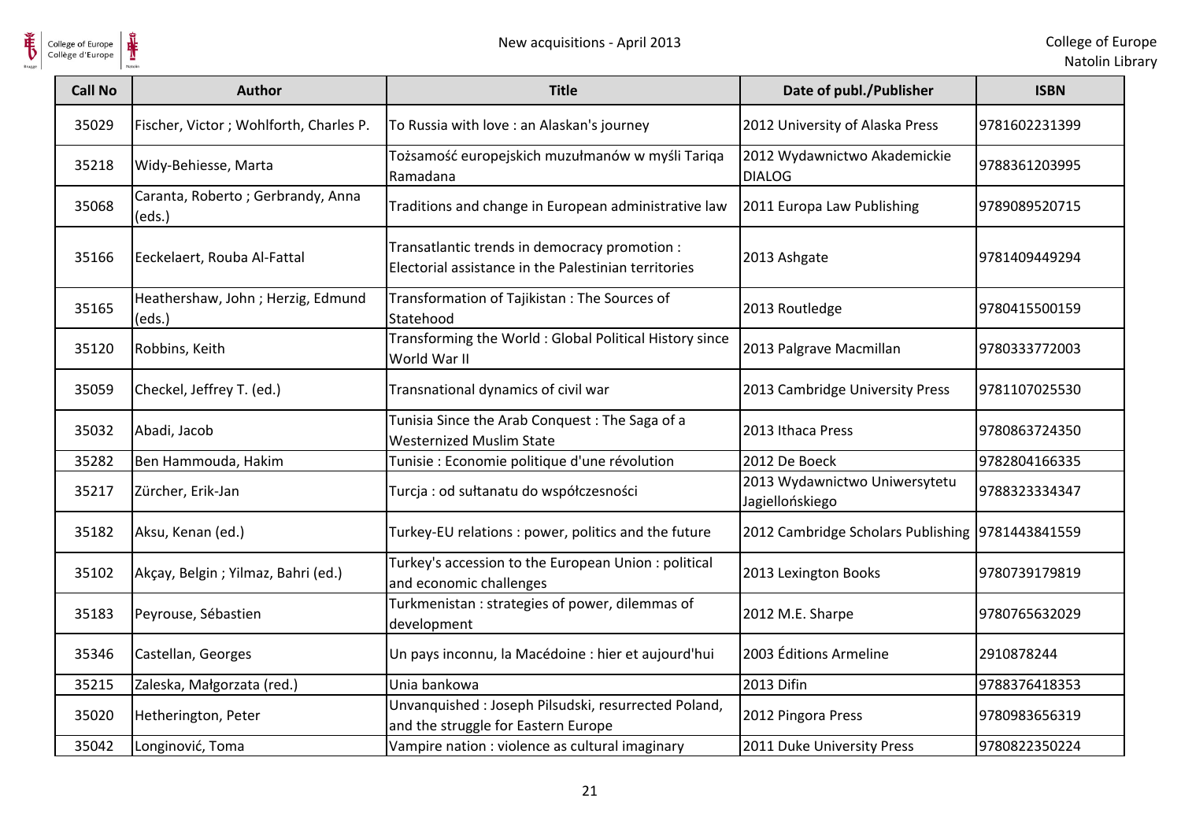| Call No | Author | Title | Date of publ./Publisher | ISBN |
|---|---|---|---|---|
| 35029 | Fischer, Victor ; Wohlforth, Charles P. | To Russia with love : an Alaskan's journey | 2012 University of Alaska Press | 9781602231399 |
| 35218 | Widy-Behiesse, Marta | Tożsamość europejskich muzułmanów w myśli Tariqa Ramadana | 2012 Wydawnictwo Akademickie DIALOG | 9788361203995 |
| 35068 | Caranta, Roberto ; Gerbrandy, Anna (eds.) | Traditions and change in European administrative law | 2011 Europa Law Publishing | 9789089520715 |
| 35166 | Eeckelaert, Rouba Al-Fattal | Transatlantic trends in democracy promotion : Electorial assistance in the Palestinian territories | 2013 Ashgate | 9781409449294 |
| 35165 | Heathershaw, John ; Herzig, Edmund (eds.) | Transformation of Tajikistan : The Sources of Statehood | 2013 Routledge | 9780415500159 |
| 35120 | Robbins, Keith | Transforming the World : Global Political History since World War II | 2013 Palgrave Macmillan | 9780333772003 |
| 35059 | Checkel, Jeffrey T. (ed.) | Transnational dynamics of civil war | 2013 Cambridge University Press | 9781107025530 |
| 35032 | Abadi, Jacob | Tunisia Since the Arab Conquest : The Saga of a Westernized Muslim State | 2013 Ithaca Press | 9780863724350 |
| 35282 | Ben Hammouda, Hakim | Tunisie : Economie politique d'une révolution | 2012 De Boeck | 9782804166335 |
| 35217 | Zürcher, Erik-Jan | Turcja : od sułtanatu do współczesności | 2013 Wydawnictwo Uniwersytetu Jagiellońskiego | 9788323334347 |
| 35182 | Aksu, Kenan (ed.) | Turkey-EU relations : power, politics and the future | 2012 Cambridge Scholars Publishing | 9781443841559 |
| 35102 | Akçay, Belgin ; Yilmaz, Bahri (ed.) | Turkey's accession to the European Union : political and economic challenges | 2013 Lexington Books | 9780739179819 |
| 35183 | Peyrouse, Sébastien | Turkmenistan : strategies of power, dilemmas of development | 2012 M.E. Sharpe | 9780765632029 |
| 35346 | Castellan, Georges | Un pays inconnu, la Macédoine : hier et aujourd'hui | 2003 Éditions Armeline | 2910878244 |
| 35215 | Zaleska, Małgorzata (red.) | Unia bankowa | 2013 Difin | 9788376418353 |
| 35020 | Hetherington, Peter | Unvanquished : Joseph Pilsudski, resurrected Poland, and the struggle for Eastern Europe | 2012 Pingora Press | 9780983656319 |
| 35042 | Longinović, Toma | Vampire nation : violence as cultural imaginary | 2011 Duke University Press | 9780822350224 |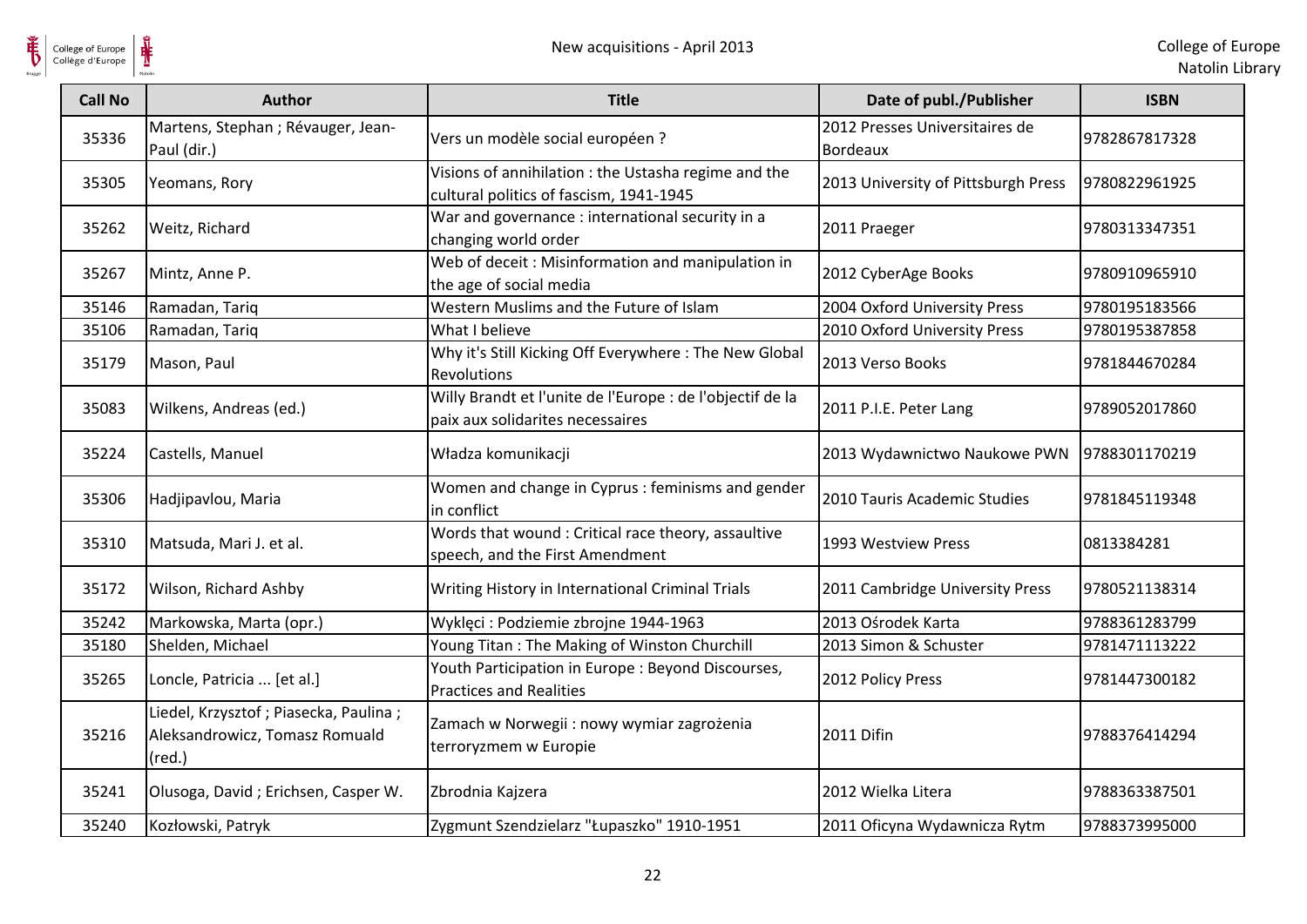| Call No | Author | Title | Date of publ./Publisher | ISBN |
| --- | --- | --- | --- | --- |
| 35336 | Martens, Stephan ; Révauger, Jean-Paul (dir.) | Vers un modèle social européen ? | 2012 Presses Universitaires de Bordeaux | 9782867817328 |
| 35305 | Yeomans, Rory | Visions of annihilation : the Ustasha regime and the cultural politics of fascism, 1941-1945 | 2013 University of Pittsburgh Press | 9780822961925 |
| 35262 | Weitz, Richard | War and governance : international security in a changing world order | 2011 Praeger | 9780313347351 |
| 35267 | Mintz, Anne P. | Web of deceit : Misinformation and manipulation in the age of social media | 2012 CyberAge Books | 9780910965910 |
| 35146 | Ramadan, Tariq | Western Muslims and the Future of Islam | 2004 Oxford University Press | 9780195183566 |
| 35106 | Ramadan, Tariq | What I believe | 2010 Oxford University Press | 9780195387858 |
| 35179 | Mason, Paul | Why it's Still Kicking Off Everywhere : The New Global Revolutions | 2013 Verso Books | 9781844670284 |
| 35083 | Wilkens, Andreas (ed.) | Willy Brandt et l'unite de l'Europe : de l'objectif de la paix aux solidarites necessaires | 2011 P.I.E. Peter Lang | 9789052017860 |
| 35224 | Castells, Manuel | Władza komunikacji | 2013 Wydawnictwo Naukowe PWN | 9788301170219 |
| 35306 | Hadjipavlou, Maria | Women and change in Cyprus : feminisms and gender in conflict | 2010 Tauris Academic Studies | 9781845119348 |
| 35310 | Matsuda, Mari J. et al. | Words that wound : Critical race theory, assaultive speech, and the First Amendment | 1993 Westview Press | 0813384281 |
| 35172 | Wilson, Richard Ashby | Writing History in International Criminal Trials | 2011 Cambridge University Press | 9780521138314 |
| 35242 | Markowska, Marta (opr.) | Wyklęci : Podziemie zbrojne 1944-1963 | 2013 Ośrodek Karta | 9788361283799 |
| 35180 | Shelden, Michael | Young Titan : The Making of Winston Churchill | 2013 Simon & Schuster | 9781471113222 |
| 35265 | Loncle, Patricia ... [et al.] | Youth Participation in Europe : Beyond Discourses, Practices and Realities | 2012 Policy Press | 9781447300182 |
| 35216 | Liedel, Krzysztof ; Piasecka, Paulina ; Aleksandrowicz, Tomasz Romuald (red.) | Zamach w Norwegii : nowy wymiar zagrożenia terroryzmem w Europie | 2011 Difin | 9788376414294 |
| 35241 | Olusoga, David ; Erichsen, Casper W. | Zbrodnia Kajzera | 2012 Wielka Litera | 9788363387501 |
| 35240 | Kozłowski, Patryk | Zygmunt Szendzielarz "Łupaszko" 1910-1951 | 2011 Oficyna Wydawnicza Rytm | 9788373995000 |